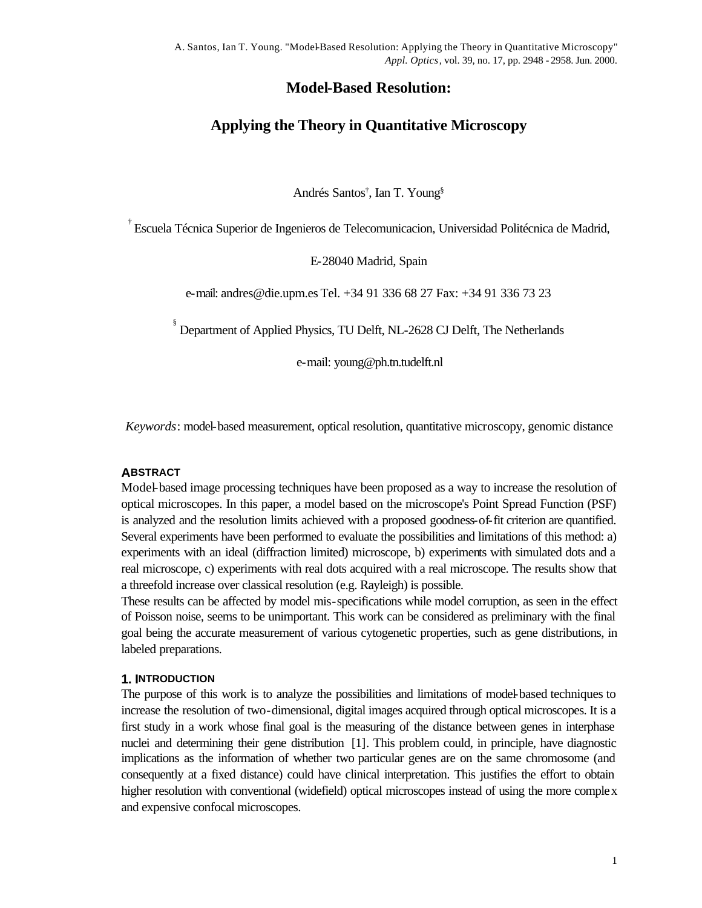A. Santos, Ian T. Young. "Model-Based Resolution: Applying the Theory in Quantitative Microscopy" *Appl. Optics*, vol. 39, no. 17, pp. 2948 - 2958. Jun. 2000.

# Model-Based Resolution:

# Applying the Theory in Quantitative Microscopy

Andrés Santos[†], Ian T. Young[§]

[†] Escuela Técnica Superior de Ingenieros de Telecomunicacion, Universidad Politécnica de Madrid,

E-28040 Madrid, Spain

e-mail: andres@die.upm.es Tel. +34 91 336 68 27 Fax: +34 91 336 73 23

[§] Department of Applied Physics, TU Delft, NL-2628 CJ Delft, The Netherlands

e-mail: young@ph.tn.tudelft.nl

*Keywords*: model-based measurement, optical resolution, quantitative microscopy, genomic distance

## ABSTRACT

Model-based image processing techniques have been proposed as a way to increase the resolution of optical microscopes. In this paper, a model based on the microscope's Point Spread Function (PSF) is analyzed and the resolution limits achieved with a proposed goodness-of-fit criterion are quantified. Several experiments have been performed to evaluate the possibilities and limitations of this method: a) experiments with an ideal (diffraction limited) microscope, b) experiments with simulated dots and a real microscope, c) experiments with real dots acquired with a real microscope. The results show that a threefold increase over classical resolution (e.g. Rayleigh) is possible.

These results can be affected by model mis-specifications while model corruption, as seen in the effect of Poisson noise, seems to be unimportant. This work can be considered as preliminary with the final goal being the accurate measurement of various cytogenetic properties, such as gene distributions, in labeled preparations.

## 1. INTRODUCTION

The purpose of this work is to analyze the possibilities and limitations of model-based techniques to increase the resolution of two-dimensional, digital images acquired through optical microscopes. It is a first study in a work whose final goal is the measuring of the distance between genes in interphase nuclei and determining their gene distribution [1]. This problem could, in principle, have diagnostic implications as the information of whether two particular genes are on the same chromosome (and consequently at a fixed distance) could have clinical interpretation. This justifies the effort to obtain higher resolution with conventional (widefield) optical microscopes instead of using the more complex and expensive confocal microscopes.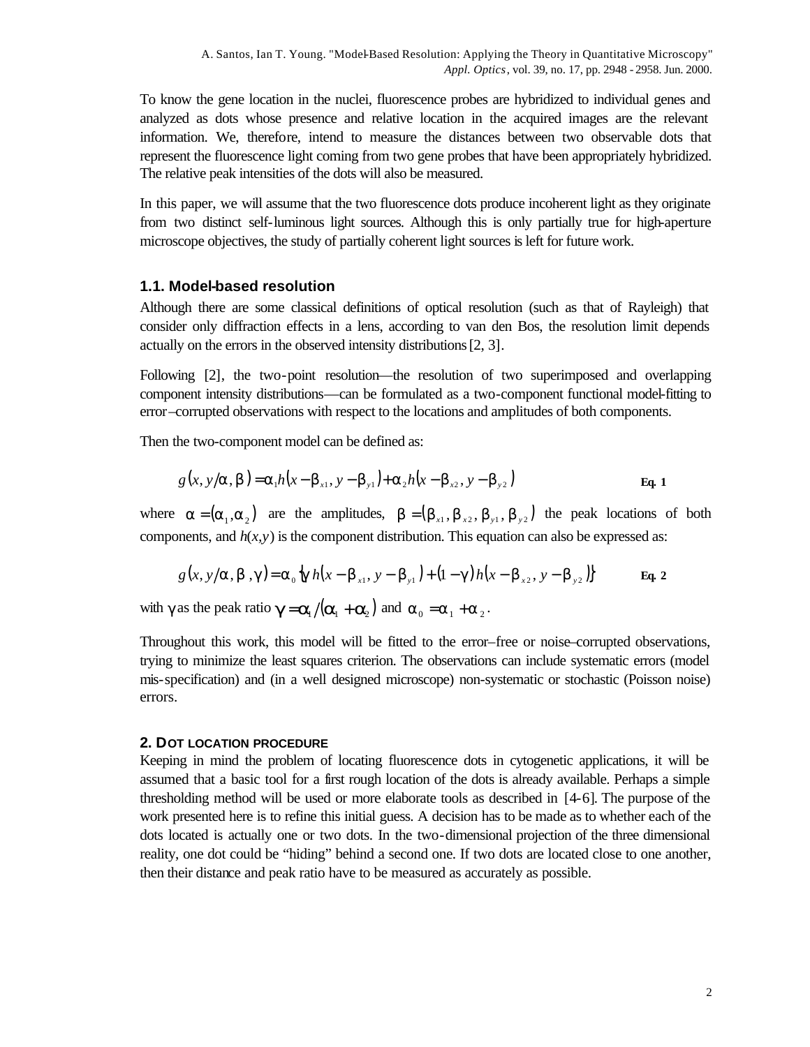To know the gene location in the nuclei, fluorescence probes are hybridized to individual genes and analyzed as dots whose presence and relative location in the acquired images are the relevant information. We, therefore, intend to measure the distances between two observable dots that represent the fluorescence light coming from two gene probes that have been appropriately hybridized. The relative peak intensities of the dots will also be measured.

In this paper, we will assume that the two fluorescence dots produce incoherent light as they originate from two distinct self-luminous light sources. Although this is only partially true for high-aperture microscope objectives, the study of partially coherent light sources is left for future work.

### 1.1. Model-based resolution

Although there are some classical definitions of optical resolution (such as that of Rayleigh) that consider only diffraction effects in a lens, according to van den Bos, the resolution limit depends actually on the errors in the observed intensity distributions [2, 3].

Following [2], the two-point resolution—the resolution of two superimposed and overlapping component intensity distributions—can be formulated as a two-component functional model-fitting to error–corrupted observations with respect to the locations and amplitudes of both components.

Then the two-component model can be defined as:

$$g(x, y/\alpha, \beta) = \alpha_1 h(x - \beta_{x1}, y - \beta_{y1}) + \alpha_2 h(x - \beta_{x2}, y - \beta_{y2}) \qquad \textbf{Eq. 1}$$

where $\alpha = (\alpha_1, \alpha_2)$ are the amplitudes, $\beta = (\beta_{x1}, \beta_{x2}, \beta_{y1}, \beta_{y2})$ the peak locations of both components, and $h(x,y)$ is the component distribution. This equation can also be expressed as:

$$g(x, y/\alpha, \beta, \gamma) = \alpha_0 \{\gamma\, h(x - \beta_{x1}, y - \beta_{y1}) + (1 - \gamma)\, h(x - \beta_{x2}, y - \beta_{y2})\} \qquad \textbf{Eq. 2}$$

with $\gamma$ as the peak ratio $\gamma = \alpha_1 / (\alpha_1 + \alpha_2)$ and $\alpha_0 = \alpha_1 + \alpha_2$.

Throughout this work, this model will be fitted to the error–free or noise–corrupted observations, trying to minimize the least squares criterion. The observations can include systematic errors (model mis-specification) and (in a well designed microscope) non-systematic or stochastic (Poisson noise) errors.

## 2. DOT LOCATION PROCEDURE

Keeping in mind the problem of locating fluorescence dots in cytogenetic applications, it will be assumed that a basic tool for a first rough location of the dots is already available. Perhaps a simple thresholding method will be used or more elaborate tools as described in [4-6]. The purpose of the work presented here is to refine this initial guess. A decision has to be made as to whether each of the dots located is actually one or two dots. In the two-dimensional projection of the three dimensional reality, one dot could be "hiding" behind a second one. If two dots are located close to one another, then their distance and peak ratio have to be measured as accurately as possible.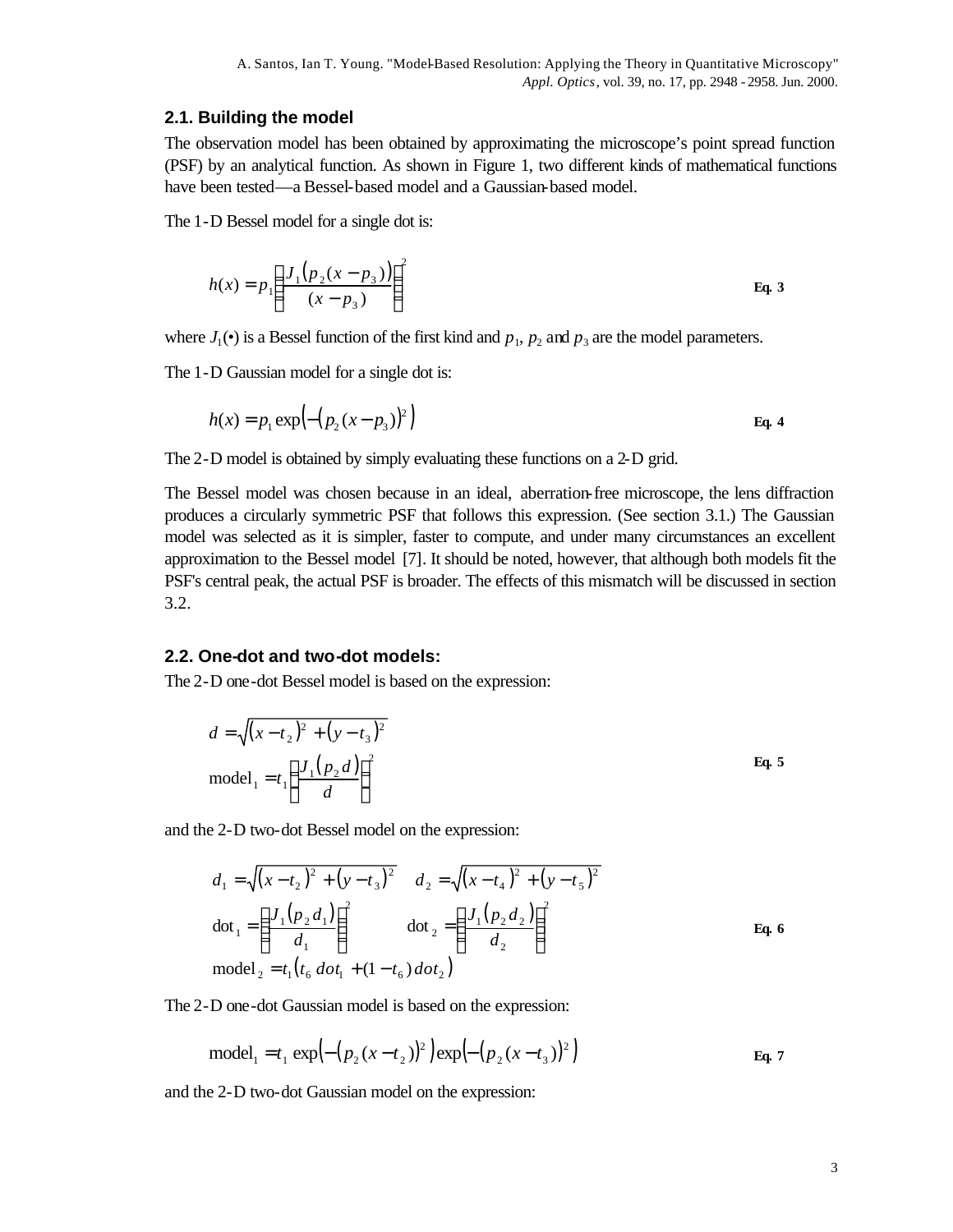## 2.1. Building the model

The observation model has been obtained by approximating the microscope's point spread function (PSF) by an analytical function. As shown in Figure 1, two different kinds of mathematical functions have been tested—a Bessel-based model and a Gaussian-based model.

The 1-D Bessel model for a single dot is:

$$h(x) = p_1 \left( \frac{J_1\left(p_2 (x - p_3)\right)}{(x - p_3)} \right)^2 \quad \textbf{Eq. 3}$$

where $J_1(\bullet)$ is a Bessel function of the first kind and $p_1$, $p_2$ and $p_3$ are the model parameters.

The 1-D Gaussian model for a single dot is:

$$h(x) = p_1 \exp\left(-\left(p_2 (x - p_3)\right)^2\right) \quad \textbf{Eq. 4}$$

The 2-D model is obtained by simply evaluating these functions on a 2-D grid.

The Bessel model was chosen because in an ideal, aberration-free microscope, the lens diffraction produces a circularly symmetric PSF that follows this expression. (See section 3.1.) The Gaussian model was selected as it is simpler, faster to compute, and under many circumstances an excellent approximation to the Bessel model [7]. It should be noted, however, that although both models fit the PSF's central peak, the actual PSF is broader. The effects of this mismatch will be discussed in section 3.2.

## 2.2. One-dot and two-dot models:

The 2-D one-dot Bessel model is based on the expression:

$$d = \sqrt{(x - t_2)^2 + (y - t_3)^2}$$
$$\text{model}_1 = t_1 \left( \frac{J_1\left(p_2 d\right)}{d} \right)^2 \quad \textbf{Eq. 5}$$

and the 2-D two-dot Bessel model on the expression:

$$d_1 = \sqrt{(x - t_2)^2 + (y - t_3)^2} \qquad d_2 = \sqrt{(x - t_4)^2 + (y - t_5)^2}$$
$$\text{dot}_1 = \left( \frac{J_1\left(p_2 d_1\right)}{d_1} \right)^2 \qquad \text{dot}_2 = \left( \frac{J_1\left(p_2 d_2\right)}{d_2} \right)^2 \quad \textbf{Eq. 6}$$
$$\text{model}_2 = t_1 \left( t_6 \, dot_1 + (1 - t_6) \, dot_2 \right)$$

The 2-D one-dot Gaussian model is based on the expression:

$$\text{model}_1 = t_1 \exp\left(-\left(p_2 (x - t_2)\right)^2\right) \exp\left(-\left(p_2 (x - t_3)\right)^2\right) \quad \textbf{Eq. 7}$$

and the 2-D two-dot Gaussian model on the expression: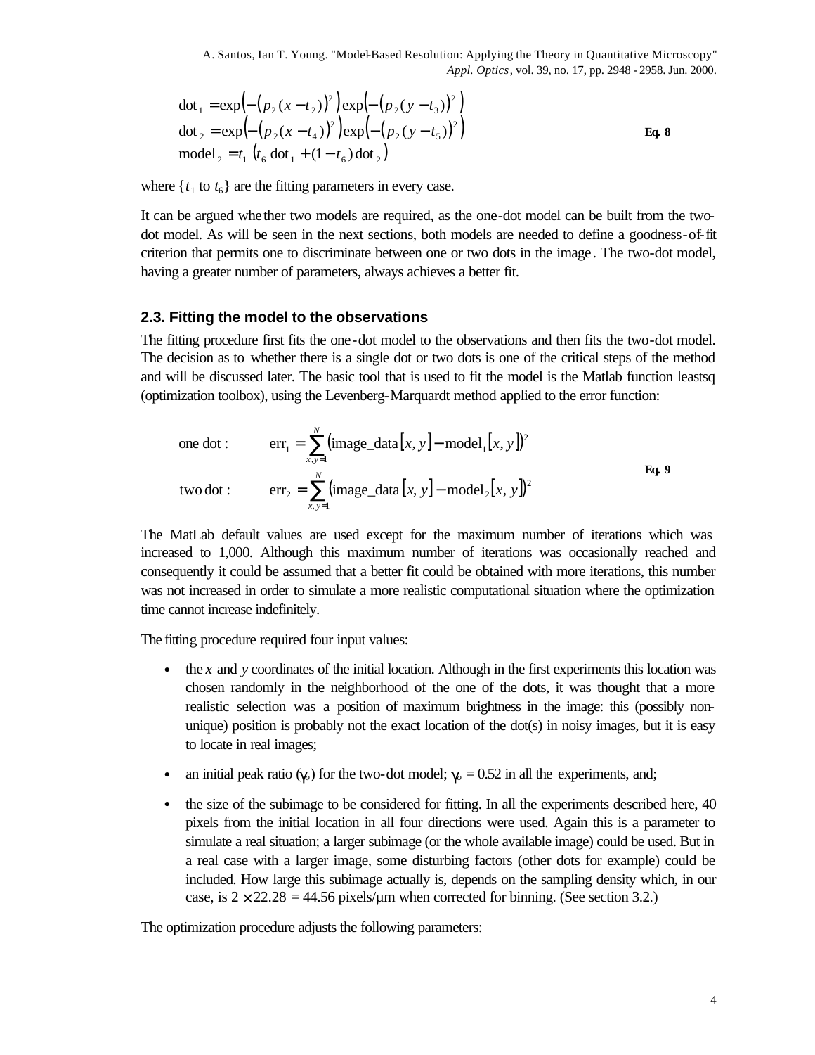$$
\begin{aligned}
\text{dot}_1 &= \exp\left(-\left(p_2(x-t_2)\right)^2\right)\exp\left(-\left(p_2(y-t_3)\right)^2\right) \\
\text{dot}_2 &= \exp\left(-\left(p_2(x-t_4)\right)^2\right)\exp\left(-\left(p_2(y-t_5)\right)^2\right) \\
\text{model}_2 &= t_1\left(t_6\,\text{dot}_1 + (1-t_6)\,\text{dot}_2\right)
\end{aligned}
\qquad \textbf{Eq. 8}
$$

where $\{t_1$ to $t_6\}$ are the fitting parameters in every case.

It can be argued whether two models are required, as the one-dot model can be built from the two-dot model. As will be seen in the next sections, both models are needed to define a goodness-of-fit criterion that permits one to discriminate between one or two dots in the image. The two-dot model, having a greater number of parameters, always achieves a better fit.

### 2.3. Fitting the model to the observations

The fitting procedure first fits the one-dot model to the observations and then fits the two-dot model. The decision as to whether there is a single dot or two dots is one of the critical steps of the method and will be discussed later. The basic tool that is used to fit the model is the Matlab function leastsq (optimization toolbox), using the Levenberg-Marquardt method applied to the error function:

$$
\begin{aligned}
\text{one dot :} \qquad \text{err}_1 &= \sum_{x,y=1}^{N}\left(\text{image\_data}[x,y] - \text{model}_1[x,y]\right)^2 \\
\text{two dot :} \qquad \text{err}_2 &= \sum_{x,y=1}^{N}\left(\text{image\_data}[x,y] - \text{model}_2[x,y]\right)^2
\end{aligned}
\qquad \textbf{Eq. 9}
$$

The MatLab default values are used except for the maximum number of iterations which was increased to 1,000. Although this maximum number of iterations was occasionally reached and consequently it could be assumed that a better fit could be obtained with more iterations, this number was not increased in order to simulate a more realistic computational situation where the optimization time cannot increase indefinitely.

The fitting procedure required four input values:

- the *x* and *y* coordinates of the initial location. Although in the first experiments this location was chosen randomly in the neighborhood of the one of the dots, it was thought that a more realistic selection was a position of maximum brightness in the image: this (possibly non-unique) position is probably not the exact location of the dot(s) in noisy images, but it is easy to locate in real images;
- an initial peak ratio ($\gamma_6$) for the two-dot model; $\gamma_6 = 0.52$ in all the experiments, and;
- the size of the subimage to be considered for fitting. In all the experiments described here, 40 pixels from the initial location in all four directions were used. Again this is a parameter to simulate a real situation; a larger subimage (or the whole available image) could be used. But in a real case with a larger image, some disturbing factors (other dots for example) could be included. How large this subimage actually is, depends on the sampling density which, in our case, is $2 \times 22.28 = 44.56$ pixels/µm when corrected for binning. (See section 3.2.)

The optimization procedure adjusts the following parameters: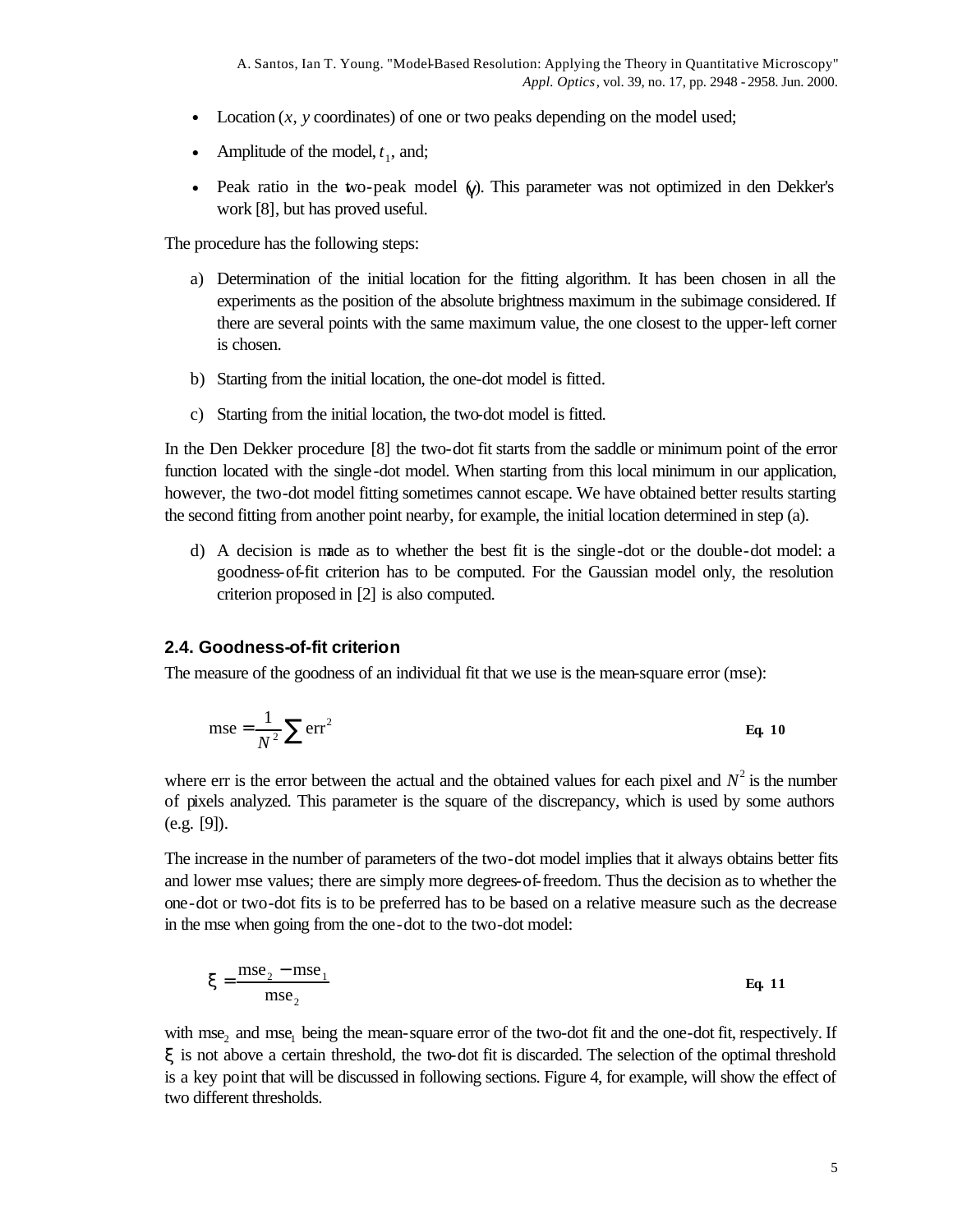- Location ($x$, $y$ coordinates) of one or two peaks depending on the model used;
- Amplitude of the model, $t_1$, and;
- Peak ratio in the two-peak model ($\gamma$). This parameter was not optimized in den Dekker's work [8], but has proved useful.

The procedure has the following steps:

a) Determination of the initial location for the fitting algorithm. It has been chosen in all the experiments as the position of the absolute brightness maximum in the subimage considered. If there are several points with the same maximum value, the one closest to the upper-left corner is chosen.

b) Starting from the initial location, the one-dot model is fitted.

c) Starting from the initial location, the two-dot model is fitted.

In the Den Dekker procedure [8] the two-dot fit starts from the saddle or minimum point of the error function located with the single-dot model. When starting from this local minimum in our application, however, the two-dot model fitting sometimes cannot escape. We have obtained better results starting the second fitting from another point nearby, for example, the initial location determined in step (a).

d) A decision is made as to whether the best fit is the single-dot or the double-dot model: a goodness-of-fit criterion has to be computed. For the Gaussian model only, the resolution criterion proposed in [2] is also computed.

### 2.4. Goodness-of-fit criterion

The measure of the goodness of an individual fit that we use is the mean-square error (mse):

$$\text{mse} = \frac{1}{N^2} \sum \text{err}^2 \quad \textbf{Eq. 10}$$

where err is the error between the actual and the obtained values for each pixel and $N^2$ is the number of pixels analyzed. This parameter is the square of the discrepancy, which is used by some authors (e.g. [9]).

The increase in the number of parameters of the two-dot model implies that it always obtains better fits and lower mse values; there are simply more degrees-of-freedom. Thus the decision as to whether the one-dot or two-dot fits is to be preferred has to be based on a relative measure such as the decrease in the mse when going from the one-dot to the two-dot model:

$$\xi = \frac{\text{mse}_2 - \text{mse}_1}{\text{mse}_2} \quad \textbf{Eq. 11}$$

with $\text{mse}_2$ and $\text{mse}_1$ being the mean-square error of the two-dot fit and the one-dot fit, respectively. If $\xi$ is not above a certain threshold, the two-dot fit is discarded. The selection of the optimal threshold is a key point that will be discussed in following sections. Figure 4, for example, will show the effect of two different thresholds.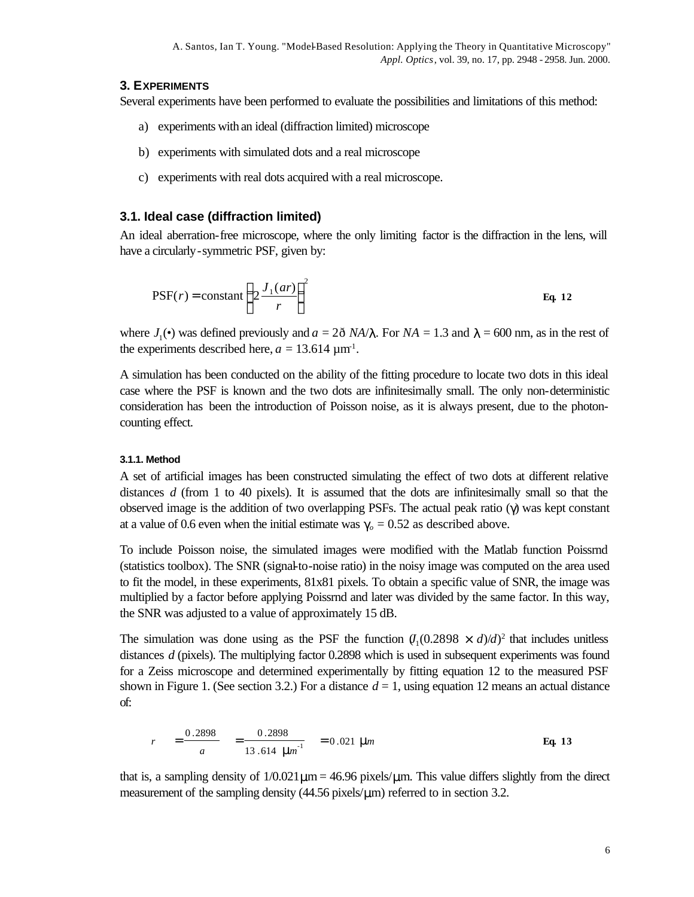## 3. Experiments

Several experiments have been performed to evaluate the possibilities and limitations of this method:

a) experiments with an ideal (diffraction limited) microscope

b) experiments with simulated dots and a real microscope

c) experiments with real dots acquired with a real microscope.

### 3.1. Ideal case (diffraction limited)

An ideal aberration-free microscope, where the only limiting factor is the diffraction in the lens, will have a circularly-symmetric PSF, given by:

$$\text{PSF}(r) = \text{constant}\left(2\frac{J_1(ar)}{r}\right)^2 \qquad \textbf{Eq. 12}$$

where $J_1(\bullet)$ was defined previously and $a = 2\pi\, NA/\lambda$. For $NA = 1.3$ and $\lambda = 600$ nm, as in the rest of the experiments described here, $a = 13.614\ \mu\text{m}^{-1}$.

A simulation has been conducted on the ability of the fitting procedure to locate two dots in this ideal case where the PSF is known and the two dots are infinitesimally small. The only non-deterministic consideration has been the introduction of Poisson noise, as it is always present, due to the photon-counting effect.

#### 3.1.1. Method

A set of artificial images has been constructed simulating the effect of two dots at different relative distances $d$ (from 1 to 40 pixels). It is assumed that the dots are infinitesimally small so that the observed image is the addition of two overlapping PSFs. The actual peak ratio ($\gamma$) was kept constant at a value of 0.6 even when the initial estimate was $\gamma_o = 0.52$ as described above.

To include Poisson noise, the simulated images were modified with the Matlab function Poissrnd (statistics toolbox). The SNR (signal-to-noise ratio) in the noisy image was computed on the area used to fit the model, in these experiments, 81x81 pixels. To obtain a specific value of SNR, the image was multiplied by a factor before applying Poissrnd and later was divided by the same factor. In this way, the SNR was adjusted to a value of approximately 15 dB.

The simulation was done using as the PSF the function $(J_1(0.2898 \times d)/d)^2$ that includes unitless distances $d$ (pixels). The multiplying factor 0.2898 which is used in subsequent experiments was found for a Zeiss microscope and determined experimentally by fitting equation 12 to the measured PSF shown in Figure 1. (See section 3.2.) For a distance $d = 1$, using equation 12 means an actual distance of:

$$r = \frac{0.2898}{a} = \frac{0.2898}{13.614\ \mu m^{-1}} = 0.021\ \mu m \qquad \textbf{Eq. 13}$$

that is, a sampling density of $1/0.021\mu$m = 46.96 pixels/$\mu$m. This value differs slightly from the direct measurement of the sampling density (44.56 pixels/$\mu$m) referred to in section 3.2.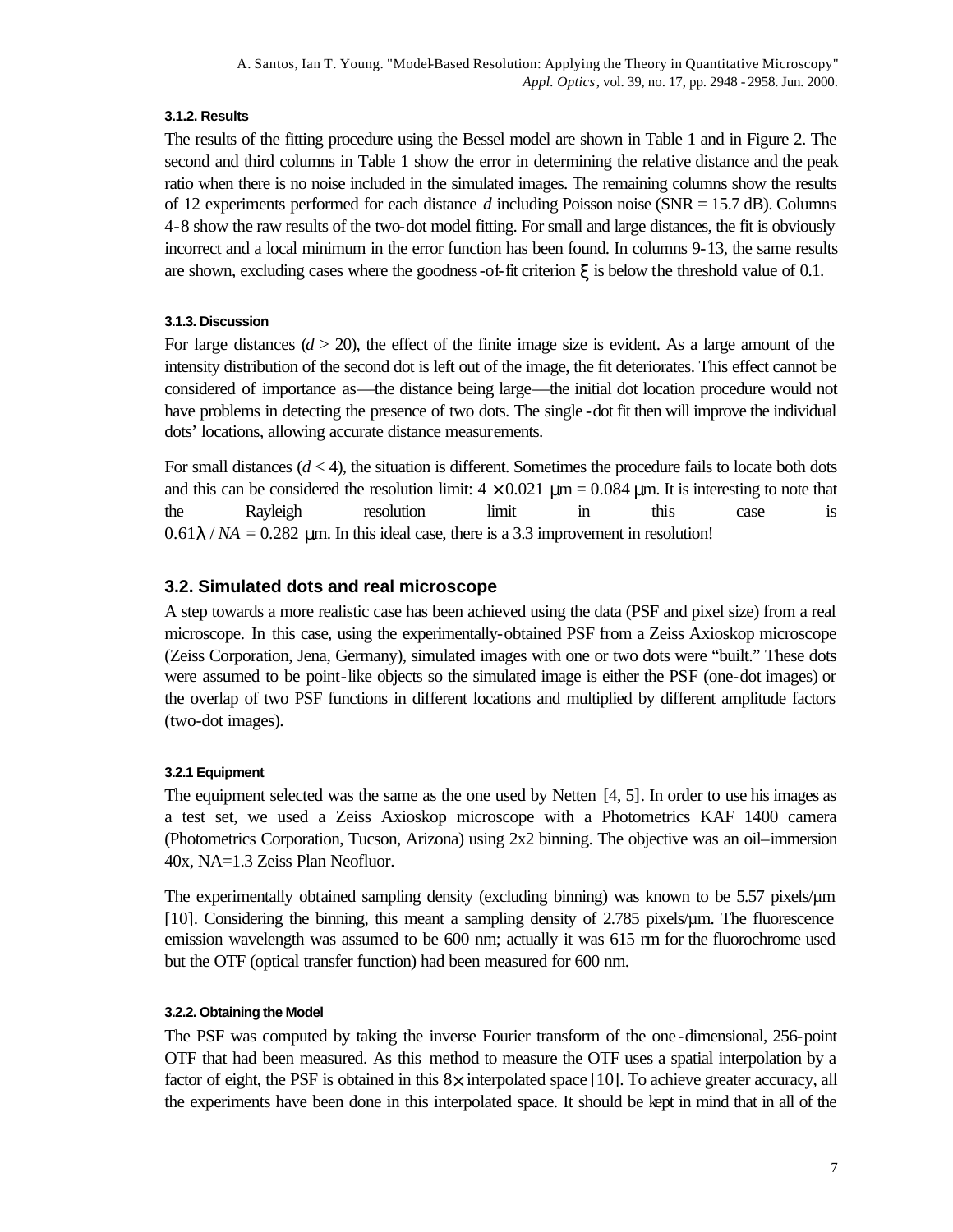#### 3.1.2. Results

The results of the fitting procedure using the Bessel model are shown in Table 1 and in Figure 2. The second and third columns in Table 1 show the error in determining the relative distance and the peak ratio when there is no noise included in the simulated images. The remaining columns show the results of 12 experiments performed for each distance *d* including Poisson noise (SNR = 15.7 dB). Columns 4-8 show the raw results of the two-dot model fitting. For small and large distances, the fit is obviously incorrect and a local minimum in the error function has been found. In columns 9-13, the same results are shown, excluding cases where the goodness-of-fit criterion $\xi$ is below the threshold value of 0.1.

#### 3.1.3. Discussion

For large distances ($d > 20$), the effect of the finite image size is evident. As a large amount of the intensity distribution of the second dot is left out of the image, the fit deteriorates. This effect cannot be considered of importance as—the distance being large—the initial dot location procedure would not have problems in detecting the presence of two dots. The single-dot fit then will improve the individual dots' locations, allowing accurate distance measurements.

For small distances ($d < 4$), the situation is different. Sometimes the procedure fails to locate both dots and this can be considered the resolution limit: $4 \times 0.021$ µm = 0.084 µm. It is interesting to note that the Rayleigh resolution limit in this case is $0.61\lambda / NA = 0.282$ µm. In this ideal case, there is a 3.3 improvement in resolution!

### 3.2. Simulated dots and real microscope

A step towards a more realistic case has been achieved using the data (PSF and pixel size) from a real microscope. In this case, using the experimentally-obtained PSF from a Zeiss Axioskop microscope (Zeiss Corporation, Jena, Germany), simulated images with one or two dots were "built." These dots were assumed to be point-like objects so the simulated image is either the PSF (one-dot images) or the overlap of two PSF functions in different locations and multiplied by different amplitude factors (two-dot images).

#### 3.2.1 Equipment

The equipment selected was the same as the one used by Netten [4, 5]. In order to use his images as a test set, we used a Zeiss Axioskop microscope with a Photometrics KAF 1400 camera (Photometrics Corporation, Tucson, Arizona) using 2x2 binning. The objective was an oil–immersion 40x, NA=1.3 Zeiss Plan Neofluor.

The experimentally obtained sampling density (excluding binning) was known to be 5.57 pixels/µm [10]. Considering the binning, this meant a sampling density of 2.785 pixels/µm. The fluorescence emission wavelength was assumed to be 600 nm; actually it was 615 nm for the fluorochrome used but the OTF (optical transfer function) had been measured for 600 nm.

#### 3.2.2. Obtaining the Model

The PSF was computed by taking the inverse Fourier transform of the one-dimensional, 256-point OTF that had been measured. As this method to measure the OTF uses a spatial interpolation by a factor of eight, the PSF is obtained in this $8\times$ interpolated space [10]. To achieve greater accuracy, all the experiments have been done in this interpolated space. It should be kept in mind that in all of the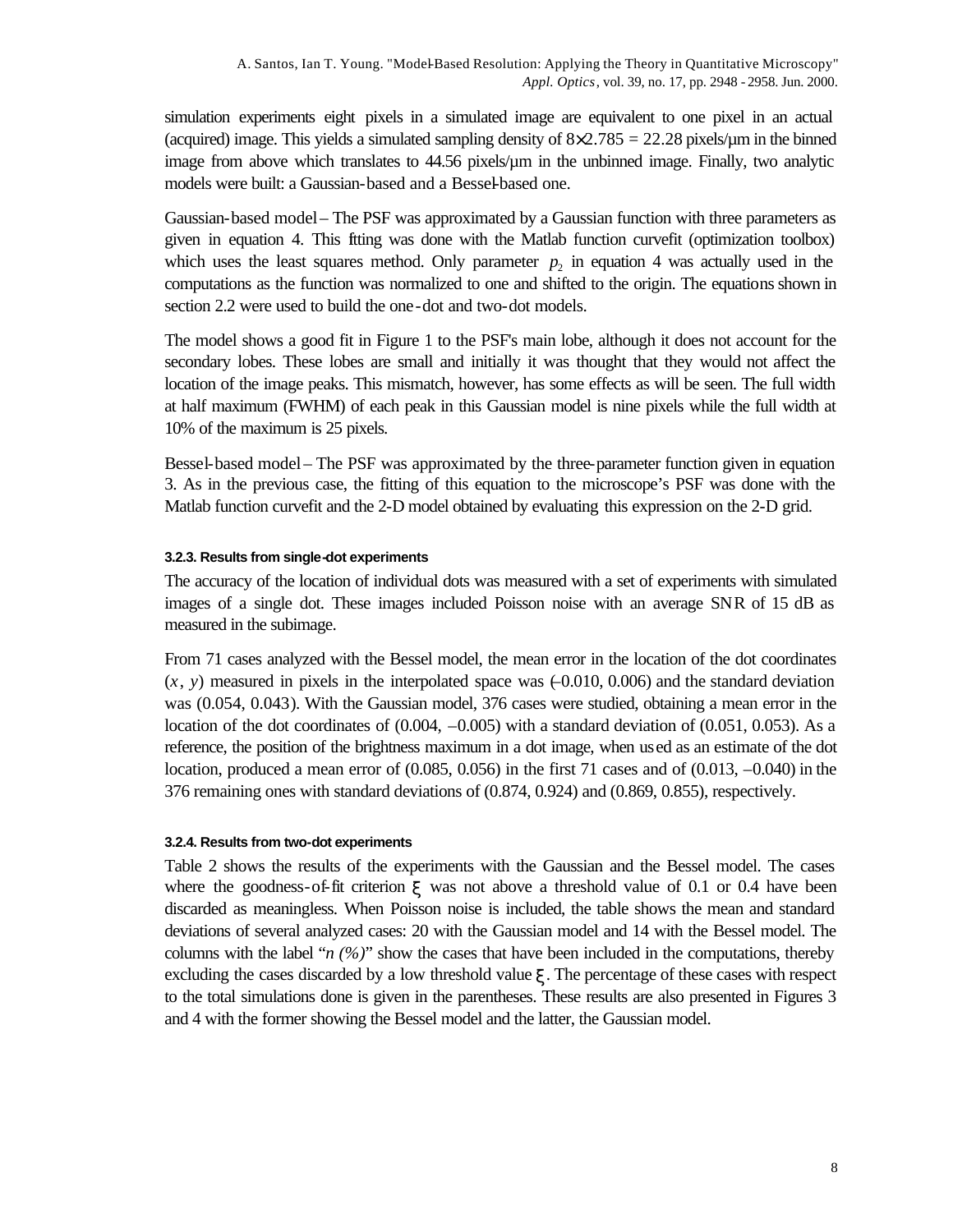simulation experiments eight pixels in a simulated image are equivalent to one pixel in an actual (acquired) image. This yields a simulated sampling density of $8\times2.785 = 22.28$ pixels/µm in the binned image from above which translates to 44.56 pixels/µm in the unbinned image. Finally, two analytic models were built: a Gaussian-based and a Bessel-based one.

Gaussian-based model – The PSF was approximated by a Gaussian function with three parameters as given in equation 4. This fitting was done with the Matlab function curvefit (optimization toolbox) which uses the least squares method. Only parameter $p_2$ in equation 4 was actually used in the computations as the function was normalized to one and shifted to the origin. The equations shown in section 2.2 were used to build the one-dot and two-dot models.

The model shows a good fit in Figure 1 to the PSF's main lobe, although it does not account for the secondary lobes. These lobes are small and initially it was thought that they would not affect the location of the image peaks. This mismatch, however, has some effects as will be seen. The full width at half maximum (FWHM) of each peak in this Gaussian model is nine pixels while the full width at 10% of the maximum is 25 pixels.

Bessel-based model – The PSF was approximated by the three-parameter function given in equation 3. As in the previous case, the fitting of this equation to the microscope's PSF was done with the Matlab function curvefit and the 2-D model obtained by evaluating this expression on the 2-D grid.

#### 3.2.3. Results from single-dot experiments

The accuracy of the location of individual dots was measured with a set of experiments with simulated images of a single dot. These images included Poisson noise with an average SNR of 15 dB as measured in the subimage.

From 71 cases analyzed with the Bessel model, the mean error in the location of the dot coordinates $(x, y)$ measured in pixels in the interpolated space was (–0.010, 0.006) and the standard deviation was (0.054, 0.043). With the Gaussian model, 376 cases were studied, obtaining a mean error in the location of the dot coordinates of (0.004, –0.005) with a standard deviation of (0.051, 0.053). As a reference, the position of the brightness maximum in a dot image, when used as an estimate of the dot location, produced a mean error of (0.085, 0.056) in the first 71 cases and of (0.013, –0.040) in the 376 remaining ones with standard deviations of (0.874, 0.924) and (0.869, 0.855), respectively.

#### 3.2.4. Results from two-dot experiments

Table 2 shows the results of the experiments with the Gaussian and the Bessel model. The cases where the goodness-of-fit criterion $\xi$ was not above a threshold value of 0.1 or 0.4 have been discarded as meaningless. When Poisson noise is included, the table shows the mean and standard deviations of several analyzed cases: 20 with the Gaussian model and 14 with the Bessel model. The columns with the label "*n (%)*" show the cases that have been included in the computations, thereby excluding the cases discarded by a low threshold value $\xi$. The percentage of these cases with respect to the total simulations done is given in the parentheses. These results are also presented in Figures 3 and 4 with the former showing the Bessel model and the latter, the Gaussian model.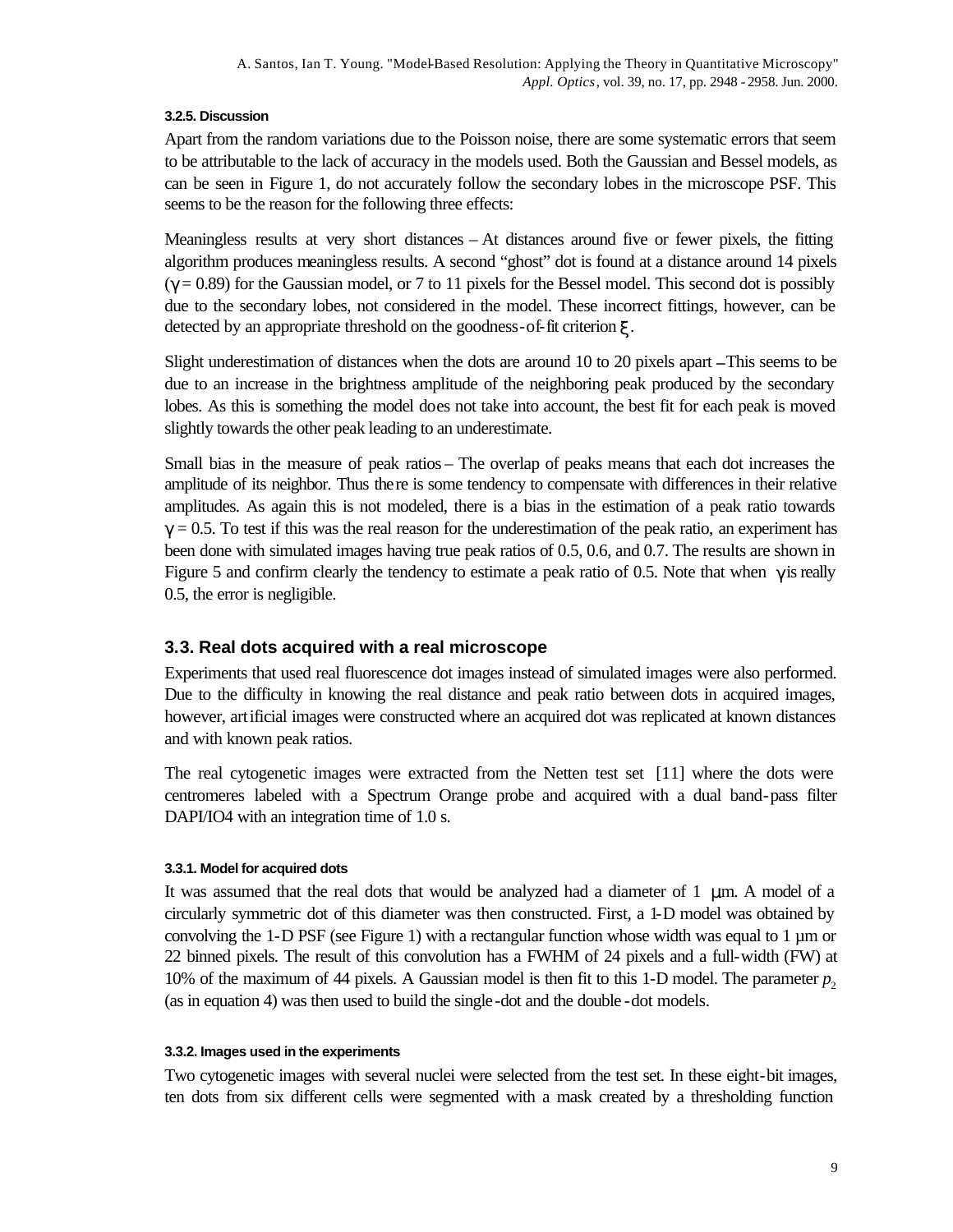#### 3.2.5. Discussion

Apart from the random variations due to the Poisson noise, there are some systematic errors that seem to be attributable to the lack of accuracy in the models used. Both the Gaussian and Bessel models, as can be seen in Figure 1, do not accurately follow the secondary lobes in the microscope PSF. This seems to be the reason for the following three effects:

Meaningless results at very short distances – At distances around five or fewer pixels, the fitting algorithm produces meaningless results. A second "ghost" dot is found at a distance around 14 pixels ($\gamma = 0.89$) for the Gaussian model, or 7 to 11 pixels for the Bessel model. This second dot is possibly due to the secondary lobes, not considered in the model. These incorrect fittings, however, can be detected by an appropriate threshold on the goodness-of-fit criterion $\xi$.

Slight underestimation of distances when the dots are around 10 to 20 pixels apart – This seems to be due to an increase in the brightness amplitude of the neighboring peak produced by the secondary lobes. As this is something the model does not take into account, the best fit for each peak is moved slightly towards the other peak leading to an underestimate.

Small bias in the measure of peak ratios – The overlap of peaks means that each dot increases the amplitude of its neighbor. Thus there is some tendency to compensate with differences in their relative amplitudes. As again this is not modeled, there is a bias in the estimation of a peak ratio towards $\gamma = 0.5$. To test if this was the real reason for the underestimation of the peak ratio, an experiment has been done with simulated images having true peak ratios of 0.5, 0.6, and 0.7. The results are shown in Figure 5 and confirm clearly the tendency to estimate a peak ratio of 0.5. Note that when $\gamma$ is really 0.5, the error is negligible.

### 3.3. Real dots acquired with a real microscope

Experiments that used real fluorescence dot images instead of simulated images were also performed. Due to the difficulty in knowing the real distance and peak ratio between dots in acquired images, however, artificial images were constructed where an acquired dot was replicated at known distances and with known peak ratios.

The real cytogenetic images were extracted from the Netten test set [11] where the dots were centromeres labeled with a Spectrum Orange probe and acquired with a dual band-pass filter DAPI/IO4 with an integration time of 1.0 s.

#### 3.3.1. Model for acquired dots

It was assumed that the real dots that would be analyzed had a diameter of 1 μm. A model of a circularly symmetric dot of this diameter was then constructed. First, a 1-D model was obtained by convolving the 1-D PSF (see Figure 1) with a rectangular function whose width was equal to 1 μm or 22 binned pixels. The result of this convolution has a FWHM of 24 pixels and a full-width (FW) at 10% of the maximum of 44 pixels. A Gaussian model is then fit to this 1-D model. The parameter $p_2$ (as in equation 4) was then used to build the single-dot and the double-dot models.

#### 3.3.2. Images used in the experiments

Two cytogenetic images with several nuclei were selected from the test set. In these eight-bit images, ten dots from six different cells were segmented with a mask created by a thresholding function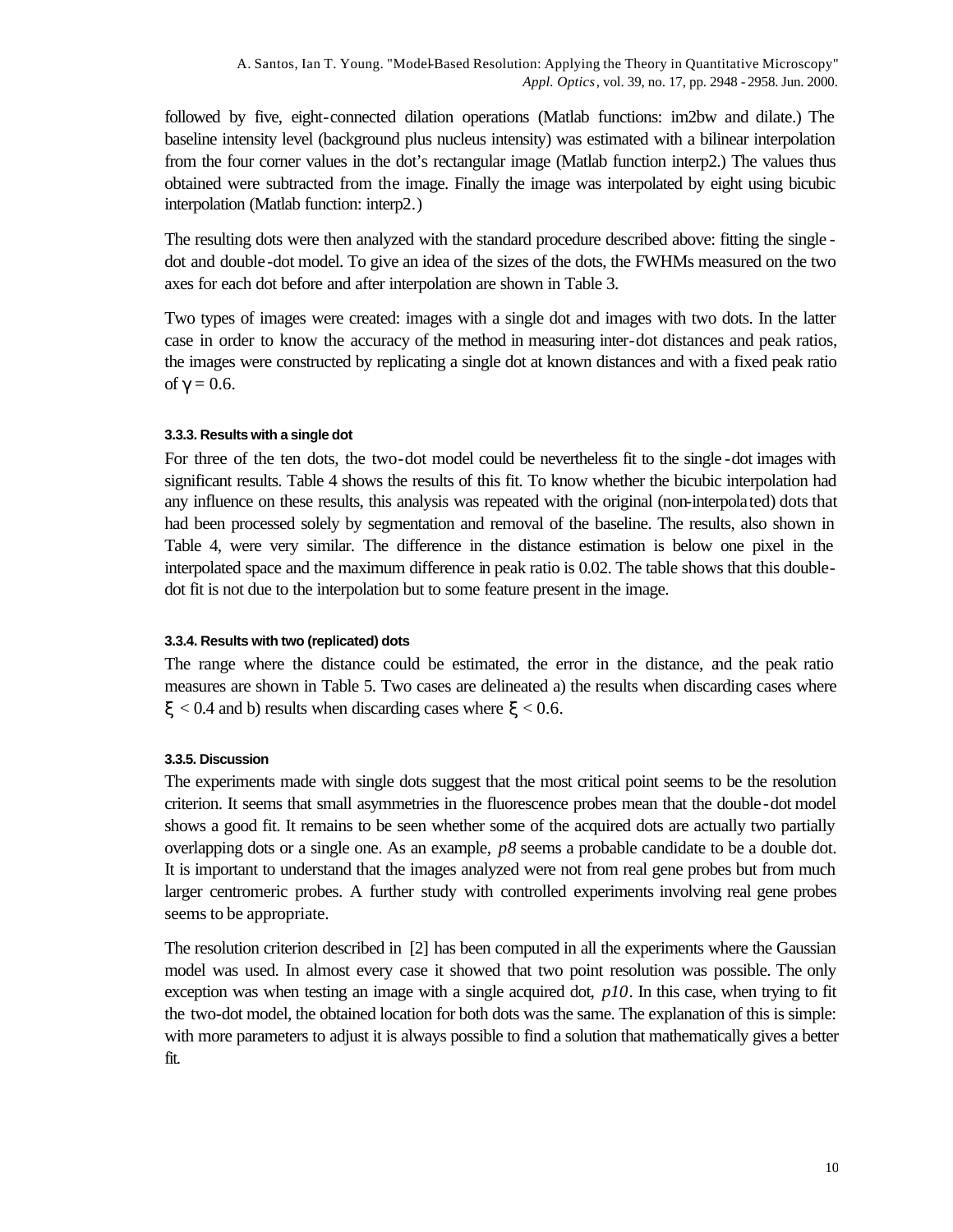followed by five, eight-connected dilation operations (Matlab functions: im2bw and dilate.) The baseline intensity level (background plus nucleus intensity) was estimated with a bilinear interpolation from the four corner values in the dot's rectangular image (Matlab function interp2.) The values thus obtained were subtracted from the image. Finally the image was interpolated by eight using bicubic interpolation (Matlab function: interp2.)

The resulting dots were then analyzed with the standard procedure described above: fitting the single-dot and double-dot model. To give an idea of the sizes of the dots, the FWHMs measured on the two axes for each dot before and after interpolation are shown in Table 3.

Two types of images were created: images with a single dot and images with two dots. In the latter case in order to know the accuracy of the method in measuring inter-dot distances and peak ratios, the images were constructed by replicating a single dot at known distances and with a fixed peak ratio of $\gamma = 0.6$.

#### 3.3.3. Results with a single dot

For three of the ten dots, the two-dot model could be nevertheless fit to the single-dot images with significant results. Table 4 shows the results of this fit. To know whether the bicubic interpolation had any influence on these results, this analysis was repeated with the original (non-interpolated) dots that had been processed solely by segmentation and removal of the baseline. The results, also shown in Table 4, were very similar. The difference in the distance estimation is below one pixel in the interpolated space and the maximum difference in peak ratio is 0.02. The table shows that this double-dot fit is not due to the interpolation but to some feature present in the image.

#### 3.3.4. Results with two (replicated) dots

The range where the distance could be estimated, the error in the distance, and the peak ratio measures are shown in Table 5. Two cases are delineated a) the results when discarding cases where $\xi < 0.4$ and b) results when discarding cases where $\xi < 0.6$.

#### 3.3.5. Discussion

The experiments made with single dots suggest that the most critical point seems to be the resolution criterion. It seems that small asymmetries in the fluorescence probes mean that the double-dot model shows a good fit. It remains to be seen whether some of the acquired dots are actually two partially overlapping dots or a single one. As an example, *p8* seems a probable candidate to be a double dot. It is important to understand that the images analyzed were not from real gene probes but from much larger centromeric probes. A further study with controlled experiments involving real gene probes seems to be appropriate.

The resolution criterion described in [2] has been computed in all the experiments where the Gaussian model was used. In almost every case it showed that two point resolution was possible. The only exception was when testing an image with a single acquired dot, *p10*. In this case, when trying to fit the two-dot model, the obtained location for both dots was the same. The explanation of this is simple: with more parameters to adjust it is always possible to find a solution that mathematically gives a better fit.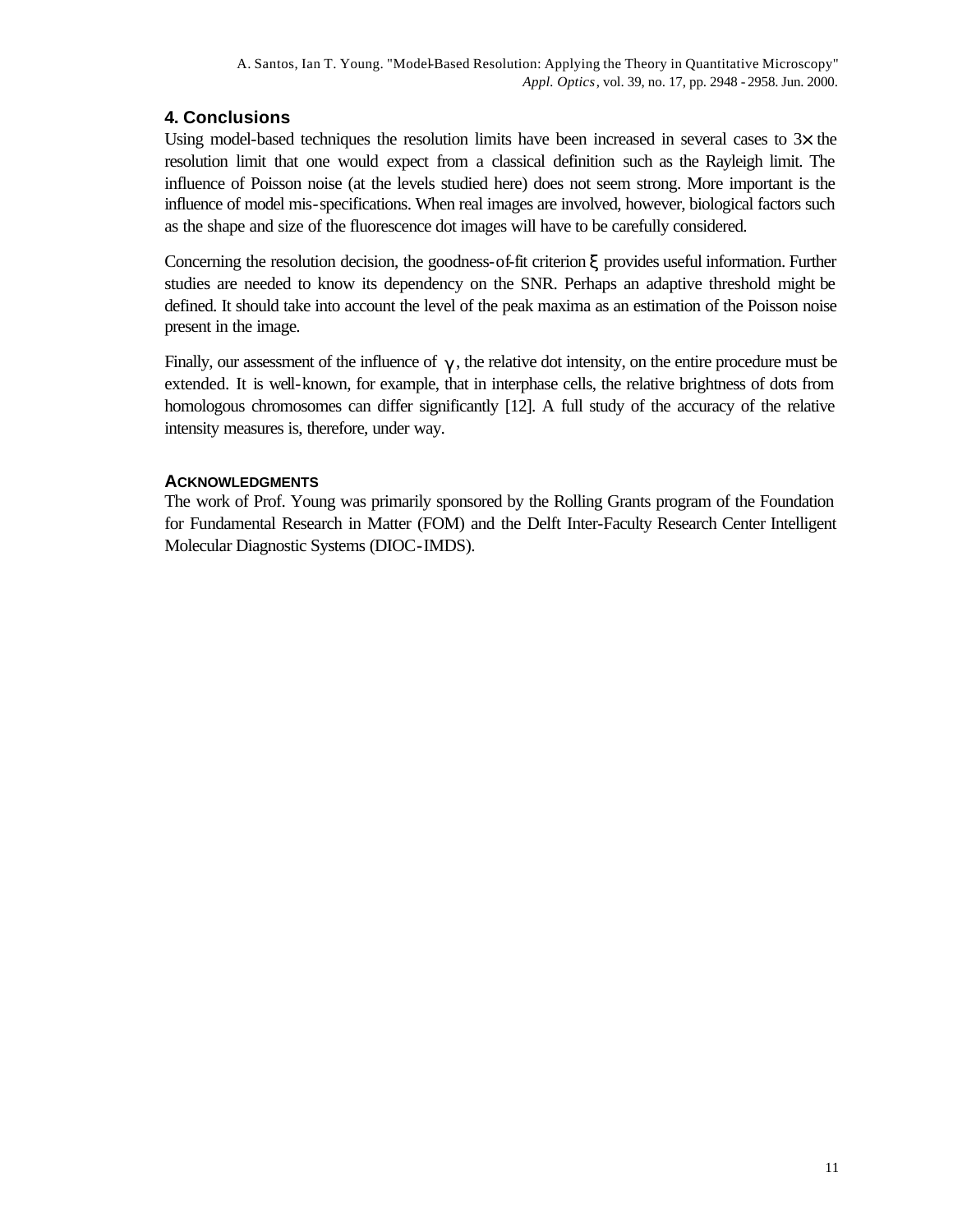## 4. Conclusions

Using model-based techniques the resolution limits have been increased in several cases to $3\times$ the resolution limit that one would expect from a classical definition such as the Rayleigh limit. The influence of Poisson noise (at the levels studied here) does not seem strong. More important is the influence of model mis-specifications. When real images are involved, however, biological factors such as the shape and size of the fluorescence dot images will have to be carefully considered.

Concerning the resolution decision, the goodness-of-fit criterion $\xi$ provides useful information. Further studies are needed to know its dependency on the SNR. Perhaps an adaptive threshold might be defined. It should take into account the level of the peak maxima as an estimation of the Poisson noise present in the image.

Finally, our assessment of the influence of $\gamma$, the relative dot intensity, on the entire procedure must be extended. It is well-known, for example, that in interphase cells, the relative brightness of dots from homologous chromosomes can differ significantly [12]. A full study of the accuracy of the relative intensity measures is, therefore, under way.

### ACKNOWLEDGMENTS

The work of Prof. Young was primarily sponsored by the Rolling Grants program of the Foundation for Fundamental Research in Matter (FOM) and the Delft Inter-Faculty Research Center Intelligent Molecular Diagnostic Systems (DIOC-IMDS).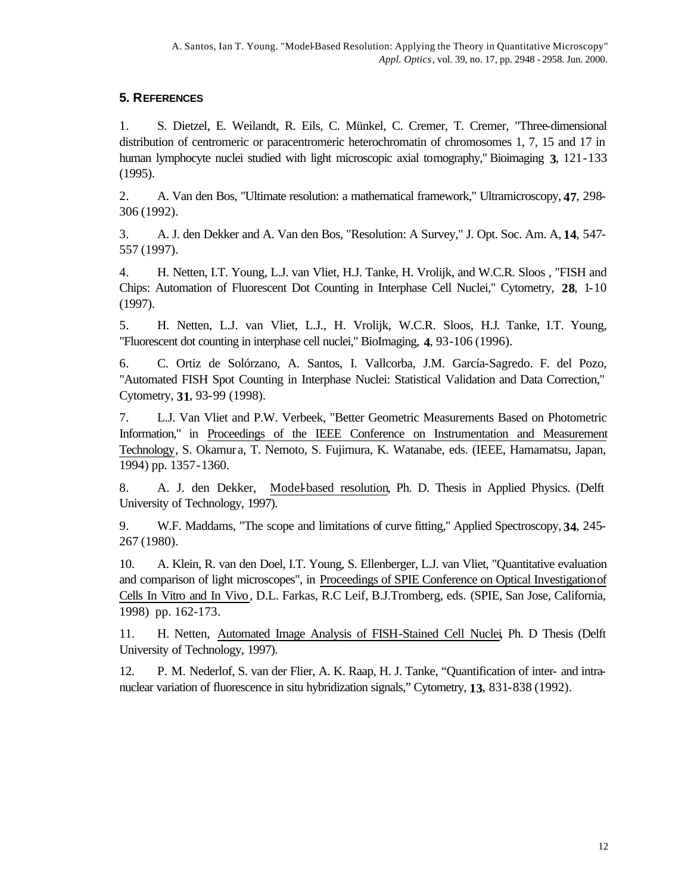## 5. REFERENCES

1. S. Dietzel, E. Weilandt, R. Eils, C. Münkel, C. Cremer, T. Cremer, "Three-dimensional distribution of centromeric or paracentromeric heterochromatin of chromosomes 1, 7, 15 and 17 in human lymphocyte nuclei studied with light microscopic axial tomography," Bioimaging **3**, 121-133 (1995).

2. A. Van den Bos, "Ultimate resolution: a mathematical framework," Ultramicroscopy, **47**, 298-306 (1992).

3. A. J. den Dekker and A. Van den Bos, "Resolution: A Survey," J. Opt. Soc. Am. A, **14**, 547-557 (1997).

4. H. Netten, I.T. Young, L.J. van Vliet, H.J. Tanke, H. Vrolijk, and W.C.R. Sloos , "FISH and Chips: Automation of Fluorescent Dot Counting in Interphase Cell Nuclei," Cytometry, **28**, 1-10 (1997).

5. H. Netten, L.J. van Vliet, L.J., H. Vrolijk, W.C.R. Sloos, H.J. Tanke, I.T. Young, "Fluorescent dot counting in interphase cell nuclei," BioImaging, **4**, 93-106 (1996).

6. C. Ortiz de Solórzano, A. Santos, I. Vallcorba, J.M. García-Sagredo. F. del Pozo, "Automated FISH Spot Counting in Interphase Nuclei: Statistical Validation and Data Correction," Cytometry, **31**, 93-99 (1998).

7. L.J. Van Vliet and P.W. Verbeek, "Better Geometric Measurements Based on Photometric Information," in Proceedings of the IEEE Conference on Instrumentation and Measurement Technology, S. Okamura, T. Nemoto, S. Fujimura, K. Watanabe, eds. (IEEE, Hamamatsu, Japan, 1994) pp. 1357-1360.

8. A. J. den Dekker, Model-based resolution, Ph. D. Thesis in Applied Physics. (Delft University of Technology, 1997).

9. W.F. Maddams, "The scope and limitations of curve fitting," Applied Spectroscopy, **34**, 245-267 (1980).

10. A. Klein, R. van den Doel, I.T. Young, S. Ellenberger, L.J. van Vliet, "Quantitative evaluation and comparison of light microscopes", in Proceedings of SPIE Conference on Optical Investigation of Cells In Vitro and In Vivo, D.L. Farkas, R.C Leif, B.J.Tromberg, eds. (SPIE, San Jose, California, 1998) pp. 162-173.

11. H. Netten, Automated Image Analysis of FISH-Stained Cell Nuclei, Ph. D Thesis (Delft University of Technology, 1997).

12. P. M. Nederlof, S. van der Flier, A. K. Raap, H. J. Tanke, "Quantification of inter- and intra-nuclear variation of fluorescence in situ hybridization signals," Cytometry, **13**, 831-838 (1992).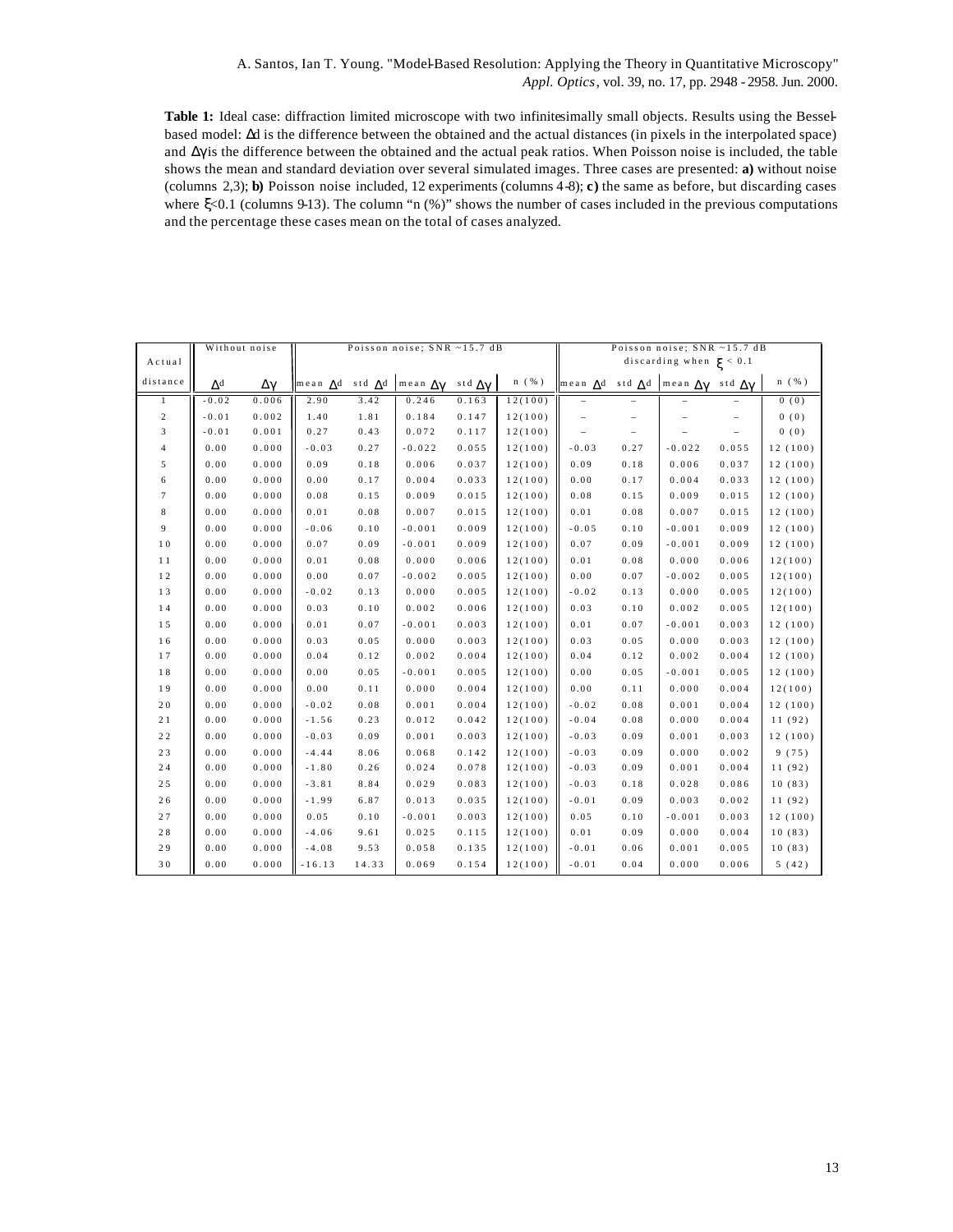**Table 1:** Ideal case: diffraction limited microscope with two infinitesimally small objects. Results using the Bessel-based model: $\Delta d$ is the difference between the obtained and the actual distances (in pixels in the interpolated space) and $\Delta\gamma$ is the difference between the obtained and the actual peak ratios. When Poisson noise is included, the table shows the mean and standard deviation over several simulated images. Three cases are presented: **a)** without noise (columns 2,3); **b)** Poisson noise included, 12 experiments (columns 4-8); **c)** the same as before, but discarding cases where $\xi$<0.1 (columns 9-13). The column "n (%)" shows the number of cases included in the previous computations and the percentage these cases mean on the total of cases analyzed.

| Actual | Without noise | | Poisson noise; SNR ~15.7 dB | | | | | Poisson noise; SNR ~15.7 dB discarding when $\xi$ < 0.1 | | | | |
|---|---|---|---|---|---|---|---|---|---|---|---|---|
| distance | $\Delta d$ | $\Delta\gamma$ | mean $\Delta d$ | std $\Delta d$ | mean $\Delta\gamma$ | std $\Delta\gamma$ | n (%) | mean $\Delta d$ | std $\Delta d$ | mean $\Delta\gamma$ | std $\Delta\gamma$ | n (%) |
| 1 | -0.02 | 0.006 | 2.90 | 3.42 | 0.246 | 0.163 | 12(100) | – | – | – | – | 0 (0) |
| 2 | -0.01 | 0.002 | 1.40 | 1.81 | 0.184 | 0.147 | 12(100) | – | – | – | – | 0 (0) |
| 3 | -0.01 | 0.001 | 0.27 | 0.43 | 0.072 | 0.117 | 12(100) | – | – | – | – | 0 (0) |
| 4 | 0.00 | 0.000 | -0.03 | 0.27 | -0.022 | 0.055 | 12(100) | -0.03 | 0.27 | -0.022 | 0.055 | 12 (100) |
| 5 | 0.00 | 0.000 | 0.09 | 0.18 | 0.006 | 0.037 | 12(100) | 0.09 | 0.18 | 0.006 | 0.037 | 12 (100) |
| 6 | 0.00 | 0.000 | 0.00 | 0.17 | 0.004 | 0.033 | 12(100) | 0.00 | 0.17 | 0.004 | 0.033 | 12 (100) |
| 7 | 0.00 | 0.000 | 0.08 | 0.15 | 0.009 | 0.015 | 12(100) | 0.08 | 0.15 | 0.009 | 0.015 | 12 (100) |
| 8 | 0.00 | 0.000 | 0.01 | 0.08 | 0.007 | 0.015 | 12(100) | 0.01 | 0.08 | 0.007 | 0.015 | 12 (100) |
| 9 | 0.00 | 0.000 | -0.06 | 0.10 | -0.001 | 0.009 | 12(100) | -0.05 | 0.10 | -0.001 | 0.009 | 12 (100) |
| 10 | 0.00 | 0.000 | 0.07 | 0.09 | -0.001 | 0.009 | 12(100) | 0.07 | 0.09 | -0.001 | 0.009 | 12 (100) |
| 11 | 0.00 | 0.000 | 0.01 | 0.08 | 0.000 | 0.006 | 12(100) | 0.01 | 0.08 | 0.000 | 0.006 | 12(100) |
| 12 | 0.00 | 0.000 | 0.00 | 0.07 | -0.002 | 0.005 | 12(100) | 0.00 | 0.07 | -0.002 | 0.005 | 12(100) |
| 13 | 0.00 | 0.000 | -0.02 | 0.13 | 0.000 | 0.005 | 12(100) | -0.02 | 0.13 | 0.000 | 0.005 | 12(100) |
| 14 | 0.00 | 0.000 | 0.03 | 0.10 | 0.002 | 0.006 | 12(100) | 0.03 | 0.10 | 0.002 | 0.005 | 12(100) |
| 15 | 0.00 | 0.000 | 0.01 | 0.07 | -0.001 | 0.003 | 12(100) | 0.01 | 0.07 | -0.001 | 0.003 | 12 (100) |
| 16 | 0.00 | 0.000 | 0.03 | 0.05 | 0.000 | 0.003 | 12(100) | 0.03 | 0.05 | 0.000 | 0.003 | 12 (100) |
| 17 | 0.00 | 0.000 | 0.04 | 0.12 | 0.002 | 0.004 | 12(100) | 0.04 | 0.12 | 0.002 | 0.004 | 12 (100) |
| 18 | 0.00 | 0.000 | 0.00 | 0.05 | -0.001 | 0.005 | 12(100) | 0.00 | 0.05 | -0.001 | 0.005 | 12 (100) |
| 19 | 0.00 | 0.000 | 0.00 | 0.11 | 0.000 | 0.004 | 12(100) | 0.00 | 0.11 | 0.000 | 0.004 | 12(100) |
| 20 | 0.00 | 0.000 | -0.02 | 0.08 | 0.001 | 0.004 | 12(100) | -0.02 | 0.08 | 0.001 | 0.004 | 12 (100) |
| 21 | 0.00 | 0.000 | -1.56 | 0.23 | 0.012 | 0.042 | 12(100) | -0.04 | 0.08 | 0.000 | 0.004 | 11 (92) |
| 22 | 0.00 | 0.000 | -0.03 | 0.09 | 0.001 | 0.003 | 12(100) | -0.03 | 0.09 | 0.001 | 0.003 | 12 (100) |
| 23 | 0.00 | 0.000 | -4.44 | 8.06 | 0.068 | 0.142 | 12(100) | -0.03 | 0.09 | 0.000 | 0.002 | 9 (75) |
| 24 | 0.00 | 0.000 | -1.80 | 0.26 | 0.024 | 0.078 | 12(100) | -0.03 | 0.09 | 0.001 | 0.004 | 11 (92) |
| 25 | 0.00 | 0.000 | -3.81 | 8.84 | 0.029 | 0.083 | 12(100) | -0.03 | 0.18 | 0.028 | 0.086 | 10 (83) |
| 26 | 0.00 | 0.000 | -1.99 | 6.87 | 0.013 | 0.035 | 12(100) | -0.01 | 0.09 | 0.003 | 0.002 | 11 (92) |
| 27 | 0.00 | 0.000 | 0.05 | 0.10 | -0.001 | 0.003 | 12(100) | 0.05 | 0.10 | -0.001 | 0.003 | 12 (100) |
| 28 | 0.00 | 0.000 | -4.06 | 9.61 | 0.025 | 0.115 | 12(100) | 0.01 | 0.09 | 0.000 | 0.004 | 10 (83) |
| 29 | 0.00 | 0.000 | -4.08 | 9.53 | 0.058 | 0.135 | 12(100) | -0.01 | 0.06 | 0.001 | 0.005 | 10 (83) |
| 30 | 0.00 | 0.000 | -16.13 | 14.33 | 0.069 | 0.154 | 12(100) | -0.01 | 0.04 | 0.000 | 0.006 | 5 (42) |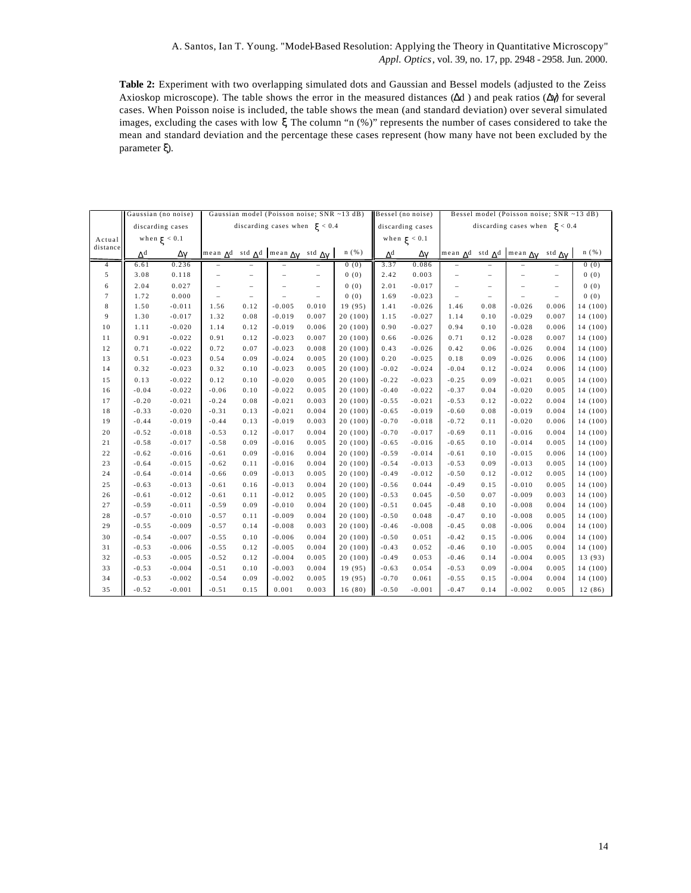**Table 2:** Experiment with two overlapping simulated dots and Gaussian and Bessel models (adjusted to the Zeiss Axioskop microscope). The table shows the error in the measured distances ($\Delta d$) and peak ratios ($\Delta\gamma$) for several cases. When Poisson noise is included, the table shows the mean (and standard deviation) over several simulated images, excluding the cases with low $\xi$. The column "n (%)" represents the number of cases considered to take the mean and standard deviation and the percentage these cases represent (how many have not been excluded by the parameter $\xi$).

| Actual distance | Gaussian (no noise) discarding cases when $\xi < 0.1$ | | Gaussian model (Poisson noise; SNR ~13 dB) discarding cases when $\xi < 0.4$ | | | | | Bessel (no noise) discarding cases when $\xi < 0.1$ | | Bessel model (Poisson noise; SNR ~13 dB) discarding cases when $\xi < 0.4$ | | | | |
|---|---|---|---|---|---|---|---|---|---|---|---|---|---|---|
| | $\Delta d$ | $\Delta\gamma$ | mean $\Delta d$ | std $\Delta d$ | mean $\Delta\gamma$ | std $\Delta\gamma$ | n (%) | $\Delta d$ | $\Delta\gamma$ | mean $\Delta d$ | std $\Delta d$ | mean $\Delta\gamma$ | std $\Delta\gamma$ | n (%) |
| 4 | 6.61 | 0.236 | – | – | – | – | 0 (0) | 3.37 | 0.086 | – | – | – | – | 0 (0) |
| 5 | 3.08 | 0.118 | – | – | – | – | 0 (0) | 2.42 | 0.003 | – | – | – | – | 0 (0) |
| 6 | 2.04 | 0.027 | – | – | – | – | 0 (0) | 2.01 | -0.017 | – | – | – | – | 0 (0) |
| 7 | 1.72 | 0.000 | – | – | – | – | 0 (0) | 1.69 | -0.023 | – | – | – | – | 0 (0) |
| 8 | 1.50 | -0.011 | 1.56 | 0.12 | -0.005 | 0.010 | 19 (95) | 1.41 | -0.026 | 1.46 | 0.08 | -0.026 | 0.006 | 14 (100) |
| 9 | 1.30 | -0.017 | 1.32 | 0.08 | -0.019 | 0.007 | 20 (100) | 1.15 | -0.027 | 1.14 | 0.10 | -0.029 | 0.007 | 14 (100) |
| 10 | 1.11 | -0.020 | 1.14 | 0.12 | -0.019 | 0.006 | 20 (100) | 0.90 | -0.027 | 0.94 | 0.10 | -0.028 | 0.006 | 14 (100) |
| 11 | 0.91 | -0.022 | 0.91 | 0.12 | -0.023 | 0.007 | 20 (100) | 0.66 | -0.026 | 0.71 | 0.12 | -0.028 | 0.007 | 14 (100) |
| 12 | 0.71 | -0.022 | 0.72 | 0.07 | -0.023 | 0.008 | 20 (100) | 0.43 | -0.026 | 0.42 | 0.06 | -0.026 | 0.004 | 14 (100) |
| 13 | 0.51 | -0.023 | 0.54 | 0.09 | -0.024 | 0.005 | 20 (100) | 0.20 | -0.025 | 0.18 | 0.09 | -0.026 | 0.006 | 14 (100) |
| 14 | 0.32 | -0.023 | 0.32 | 0.10 | -0.023 | 0.005 | 20 (100) | -0.02 | -0.024 | -0.04 | 0.12 | -0.024 | 0.006 | 14 (100) |
| 15 | 0.13 | -0.022 | 0.12 | 0.10 | -0.020 | 0.005 | 20 (100) | -0.22 | -0.023 | -0.25 | 0.09 | -0.021 | 0.005 | 14 (100) |
| 16 | -0.04 | -0.022 | -0.06 | 0.10 | -0.022 | 0.005 | 20 (100) | -0.40 | -0.022 | -0.37 | 0.04 | -0.020 | 0.005 | 14 (100) |
| 17 | -0.20 | -0.021 | -0.24 | 0.08 | -0.021 | 0.003 | 20 (100) | -0.55 | -0.021 | -0.53 | 0.12 | -0.022 | 0.004 | 14 (100) |
| 18 | -0.33 | -0.020 | -0.31 | 0.13 | -0.021 | 0.004 | 20 (100) | -0.65 | -0.019 | -0.60 | 0.08 | -0.019 | 0.004 | 14 (100) |
| 19 | -0.44 | -0.019 | -0.44 | 0.13 | -0.019 | 0.003 | 20 (100) | -0.70 | -0.018 | -0.72 | 0.11 | -0.020 | 0.006 | 14 (100) |
| 20 | -0.52 | -0.018 | -0.53 | 0.12 | -0.017 | 0.004 | 20 (100) | -0.70 | -0.017 | -0.69 | 0.11 | -0.016 | 0.004 | 14 (100) |
| 21 | -0.58 | -0.017 | -0.58 | 0.09 | -0.016 | 0.005 | 20 (100) | -0.65 | -0.016 | -0.65 | 0.10 | -0.014 | 0.005 | 14 (100) |
| 22 | -0.62 | -0.016 | -0.61 | 0.09 | -0.016 | 0.004 | 20 (100) | -0.59 | -0.014 | -0.61 | 0.10 | -0.015 | 0.006 | 14 (100) |
| 23 | -0.64 | -0.015 | -0.62 | 0.11 | -0.016 | 0.004 | 20 (100) | -0.54 | -0.013 | -0.53 | 0.09 | -0.013 | 0.005 | 14 (100) |
| 24 | -0.64 | -0.014 | -0.66 | 0.09 | -0.013 | 0.005 | 20 (100) | -0.49 | -0.012 | -0.50 | 0.12 | -0.012 | 0.005 | 14 (100) |
| 25 | -0.63 | -0.013 | -0.61 | 0.16 | -0.013 | 0.004 | 20 (100) | -0.56 | 0.044 | -0.49 | 0.15 | -0.010 | 0.005 | 14 (100) |
| 26 | -0.61 | -0.012 | -0.61 | 0.11 | -0.012 | 0.005 | 20 (100) | -0.53 | 0.045 | -0.50 | 0.07 | -0.009 | 0.003 | 14 (100) |
| 27 | -0.59 | -0.011 | -0.59 | 0.09 | -0.010 | 0.004 | 20 (100) | -0.51 | 0.045 | -0.48 | 0.10 | -0.008 | 0.004 | 14 (100) |
| 28 | -0.57 | -0.010 | -0.57 | 0.11 | -0.009 | 0.004 | 20 (100) | -0.50 | 0.048 | -0.47 | 0.10 | -0.008 | 0.005 | 14 (100) |
| 29 | -0.55 | -0.009 | -0.57 | 0.14 | -0.008 | 0.003 | 20 (100) | -0.46 | -0.008 | -0.45 | 0.08 | -0.006 | 0.004 | 14 (100) |
| 30 | -0.54 | -0.007 | -0.55 | 0.10 | -0.006 | 0.004 | 20 (100) | -0.50 | 0.051 | -0.42 | 0.15 | -0.006 | 0.004 | 14 (100) |
| 31 | -0.53 | -0.006 | -0.55 | 0.12 | -0.005 | 0.004 | 20 (100) | -0.43 | 0.052 | -0.46 | 0.10 | -0.005 | 0.004 | 14 (100) |
| 32 | -0.53 | -0.005 | -0.52 | 0.12 | -0.004 | 0.005 | 20 (100) | -0.49 | 0.053 | -0.46 | 0.14 | -0.004 | 0.005 | 13 (93) |
| 33 | -0.53 | -0.004 | -0.51 | 0.10 | -0.003 | 0.004 | 19 (95) | -0.63 | 0.054 | -0.53 | 0.09 | -0.004 | 0.005 | 14 (100) |
| 34 | -0.53 | -0.002 | -0.54 | 0.09 | -0.002 | 0.005 | 19 (95) | -0.70 | 0.061 | -0.55 | 0.15 | -0.004 | 0.004 | 14 (100) |
| 35 | -0.52 | -0.001 | -0.51 | 0.15 | 0.001 | 0.003 | 16 (80) | -0.50 | -0.001 | -0.47 | 0.14 | -0.002 | 0.005 | 12 (86) |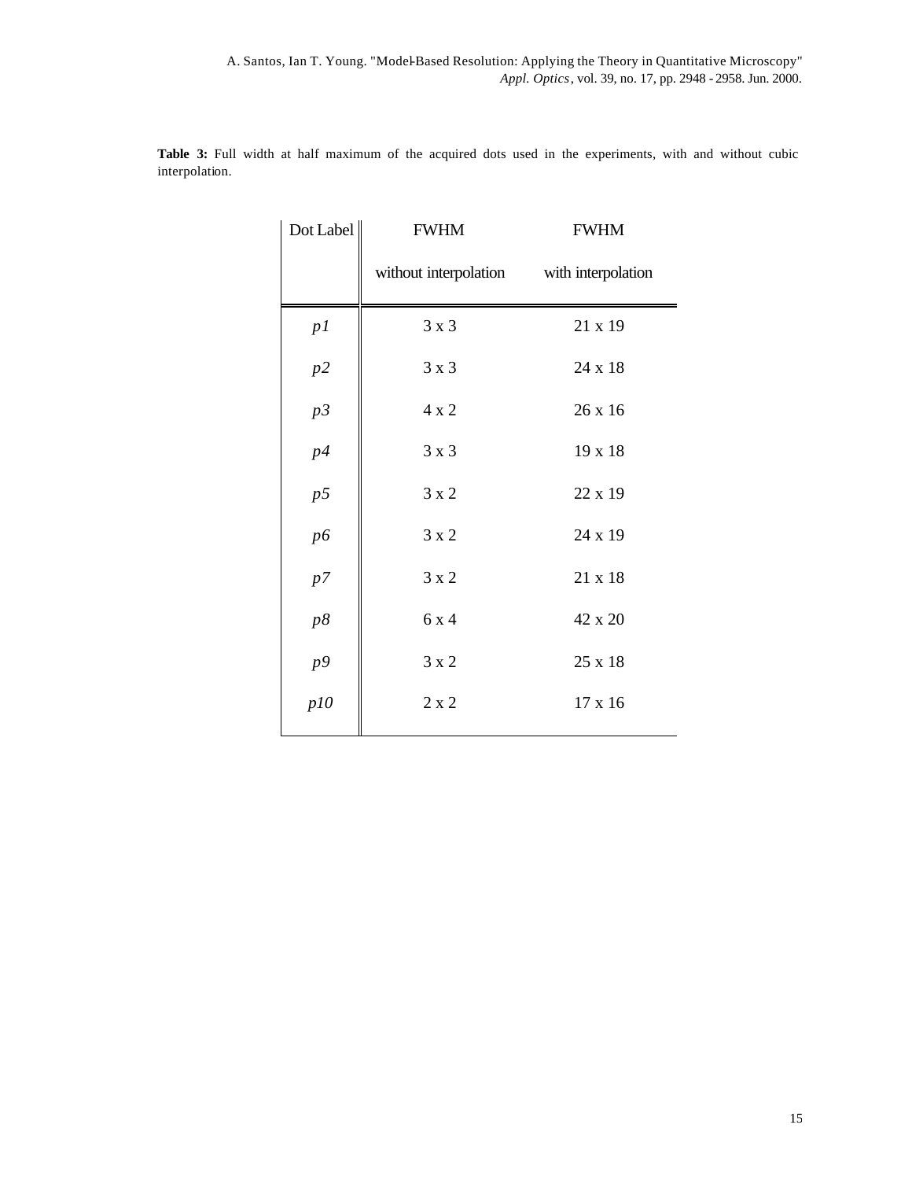**Table 3:** Full width at half maximum of the acquired dots used in the experiments, with and without cubic interpolation.

| Dot Label | FWHM without interpolation | FWHM with interpolation |
|---|---|---|
| *p1* | 3 x 3 | 21 x 19 |
| *p2* | 3 x 3 | 24 x 18 |
| *p3* | 4 x 2 | 26 x 16 |
| *p4* | 3 x 3 | 19 x 18 |
| *p5* | 3 x 2 | 22 x 19 |
| *p6* | 3 x 2 | 24 x 19 |
| *p7* | 3 x 2 | 21 x 18 |
| *p8* | 6 x 4 | 42 x 20 |
| *p9* | 3 x 2 | 25 x 18 |
| *p10* | 2 x 2 | 17 x 16 |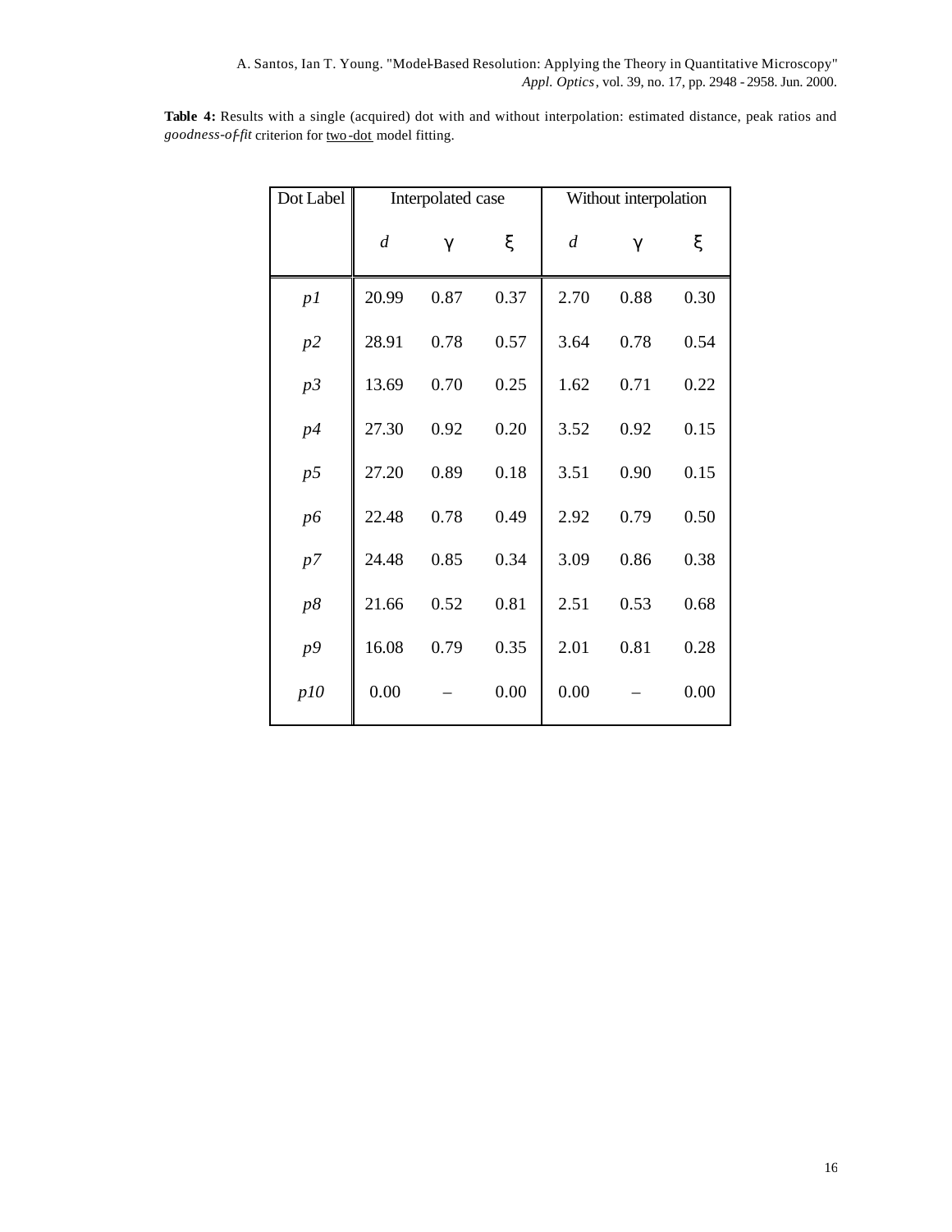**Table 4:** Results with a single (acquired) dot with and without interpolation: estimated distance, peak ratios and *goodness-of-fit* criterion for two-dot model fitting.

| Dot Label | Interpolated case | | | Without interpolation | | |
|---|---|---|---|---|---|---|
| | $d$ | $\gamma$ | $\xi$ | $d$ | $\gamma$ | $\xi$ |
| *p1* | 20.99 | 0.87 | 0.37 | 2.70 | 0.88 | 0.30 |
| *p2* | 28.91 | 0.78 | 0.57 | 3.64 | 0.78 | 0.54 |
| *p3* | 13.69 | 0.70 | 0.25 | 1.62 | 0.71 | 0.22 |
| *p4* | 27.30 | 0.92 | 0.20 | 3.52 | 0.92 | 0.15 |
| *p5* | 27.20 | 0.89 | 0.18 | 3.51 | 0.90 | 0.15 |
| *p6* | 22.48 | 0.78 | 0.49 | 2.92 | 0.79 | 0.50 |
| *p7* | 24.48 | 0.85 | 0.34 | 3.09 | 0.86 | 0.38 |
| *p8* | 21.66 | 0.52 | 0.81 | 2.51 | 0.53 | 0.68 |
| *p9* | 16.08 | 0.79 | 0.35 | 2.01 | 0.81 | 0.28 |
| *p10* | 0.00 | – | 0.00 | 0.00 | – | 0.00 |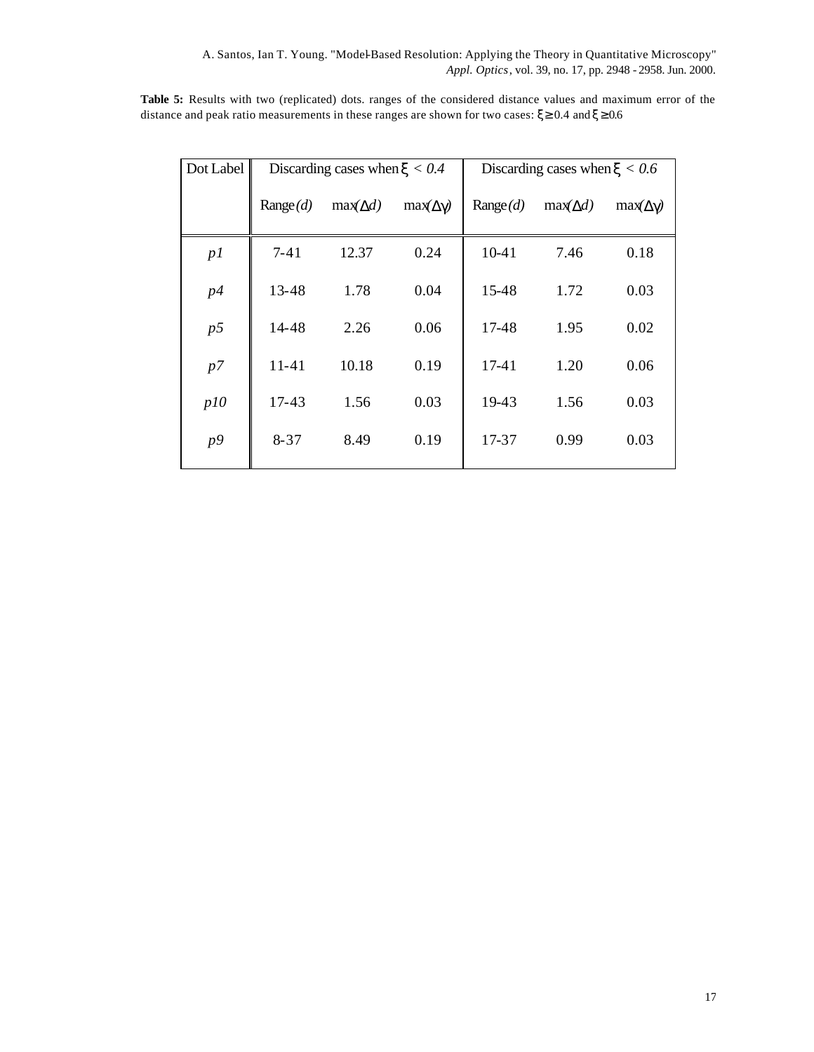**Table 5:** Results with two (replicated) dots. ranges of the considered distance values and maximum error of the distance and peak ratio measurements in these ranges are shown for two cases: $\xi \geq 0.4$ and $\xi \geq 0.6$

| Dot Label | Discarding cases when $\xi < 0.4$ | | | Discarding cases when $\xi < 0.6$ | | |
|---|---|---|---|---|---|---|
| | Range $(d)$ | $\max(\Delta d)$ | $\max(\Delta\gamma)$ | Range $(d)$ | $\max(\Delta d)$ | $\max(\Delta\gamma)$ |
| *p1* | 7-41 | 12.37 | 0.24 | 10-41 | 7.46 | 0.18 |
| *p4* | 13-48 | 1.78 | 0.04 | 15-48 | 1.72 | 0.03 |
| *p5* | 14-48 | 2.26 | 0.06 | 17-48 | 1.95 | 0.02 |
| *p7* | 11-41 | 10.18 | 0.19 | 17-41 | 1.20 | 0.06 |
| *p10* | 17-43 | 1.56 | 0.03 | 19-43 | 1.56 | 0.03 |
| *p9* | 8-37 | 8.49 | 0.19 | 17-37 | 0.99 | 0.03 |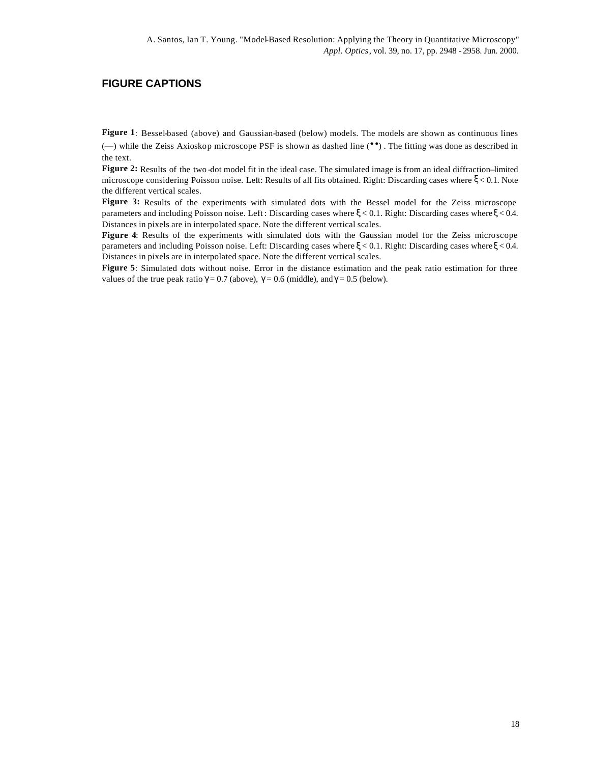## FIGURE CAPTIONS

**Figure 1**: Bessel-based (above) and Gaussian-based (below) models. The models are shown as continuous lines (—) while the Zeiss Axioskop microscope PSF is shown as dashed line (••) . The fitting was done as described in the text.

**Figure 2:** Results of the two-dot model fit in the ideal case. The simulated image is from an ideal diffraction–limited microscope considering Poisson noise. Left: Results of all fits obtained. Right: Discarding cases where $\xi < 0.1$. Note the different vertical scales.

**Figure 3:** Results of the experiments with simulated dots with the Bessel model for the Zeiss microscope parameters and including Poisson noise. Left: Discarding cases where $\xi < 0.1$. Right: Discarding cases where $\xi < 0.4$. Distances in pixels are in interpolated space. Note the different vertical scales.

**Figure 4**: Results of the experiments with simulated dots with the Gaussian model for the Zeiss microscope parameters and including Poisson noise. Left: Discarding cases where $\xi < 0.1$. Right: Discarding cases where $\xi < 0.4$. Distances in pixels are in interpolated space. Note the different vertical scales.

**Figure 5**: Simulated dots without noise. Error in the distance estimation and the peak ratio estimation for three values of the true peak ratio $\gamma = 0.7$ (above), $\gamma = 0.6$ (middle), and $\gamma = 0.5$ (below).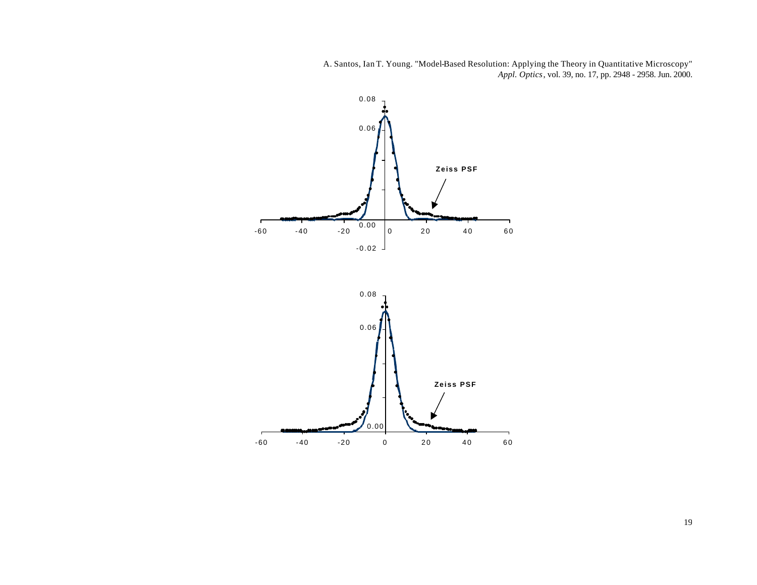A. Santos, Ian T. Young. "Model-Based Resolution: Applying the Theory in Quantitative Microscopy"
*Appl. Optics*, vol. 39, no. 17, pp. 2948 - 2958. Jun. 2000.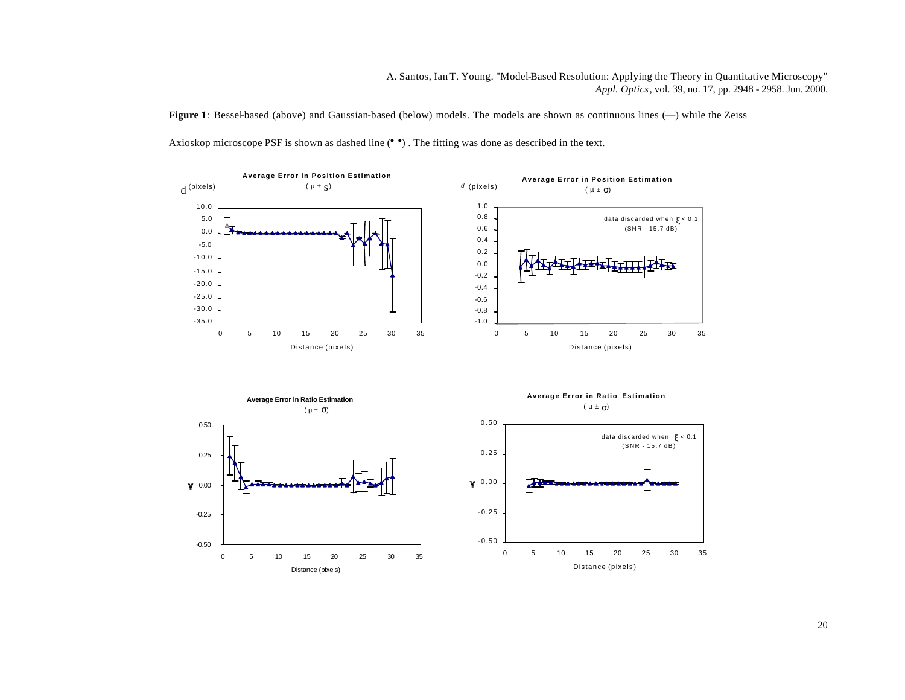A. Santos, Ian T. Young. "Model-Based Resolution: Applying the Theory in Quantitative Microscopy" *Appl. Optics*, vol. 39, no. 17, pp. 2948 - 2958. Jun. 2000.

**Figure 1**: Bessel-based (above) and Gaussian-based (below) models. The models are shown as continuous lines (—) while the Zeiss Axioskop microscope PSF is shown as dashed line (• •) . The fitting was done as described in the text.

**Average Error in Position Estimation** ( $\mu \pm s$ )

d (pixels)

Distance (pixels)

**Average Error in Position Estimation** ( $\mu \pm \sigma$ )

d (pixels)

data discarded when $\xi < 0.1$ (SNR - 15.7 dB)

Distance (pixels)

**Average Error in Ratio Estimation** ( $\mu \pm \sigma$ )

$\gamma$

Distance (pixels)

**Average Error in Ratio Estimation** ( $\mu \pm \sigma$ )

$\gamma$

data discarded when $\xi < 0.1$ (SNR - 15.7 dB)

Distance (pixels)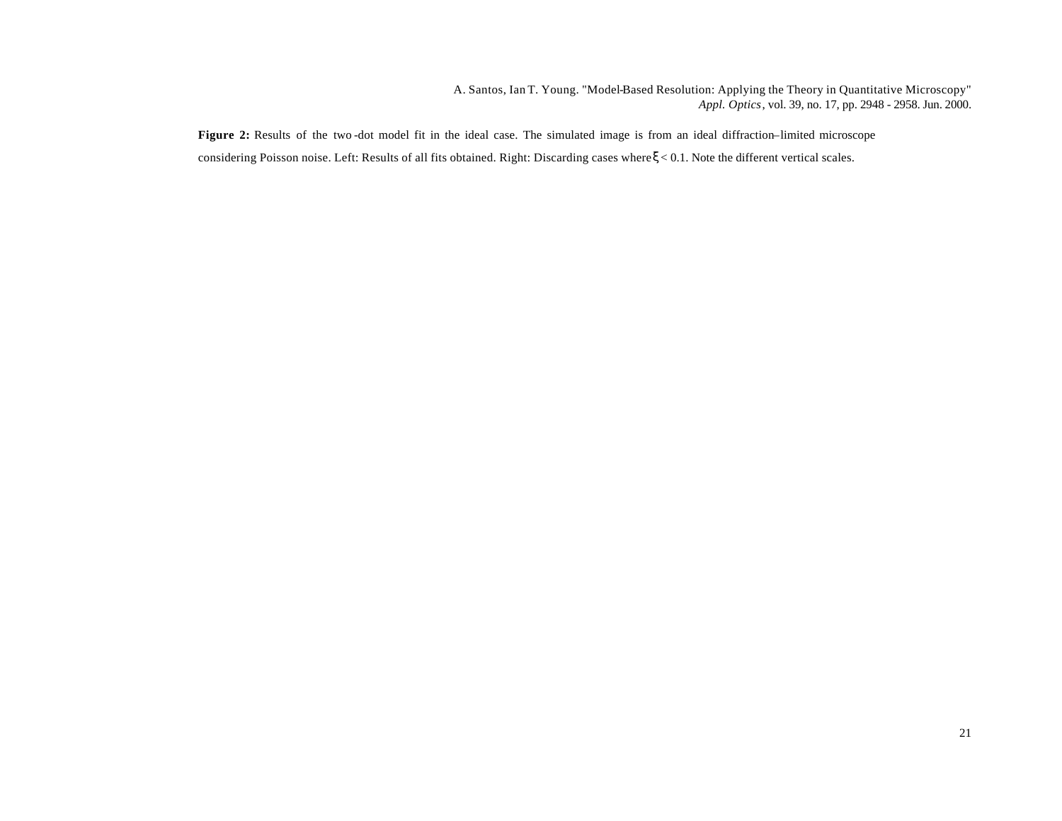**Figure 2:** Results of the two-dot model fit in the ideal case. The simulated image is from an ideal diffraction–limited microscope considering Poisson noise. Left: Results of all fits obtained. Right: Discarding cases where $\xi < 0.1$. Note the different vertical scales.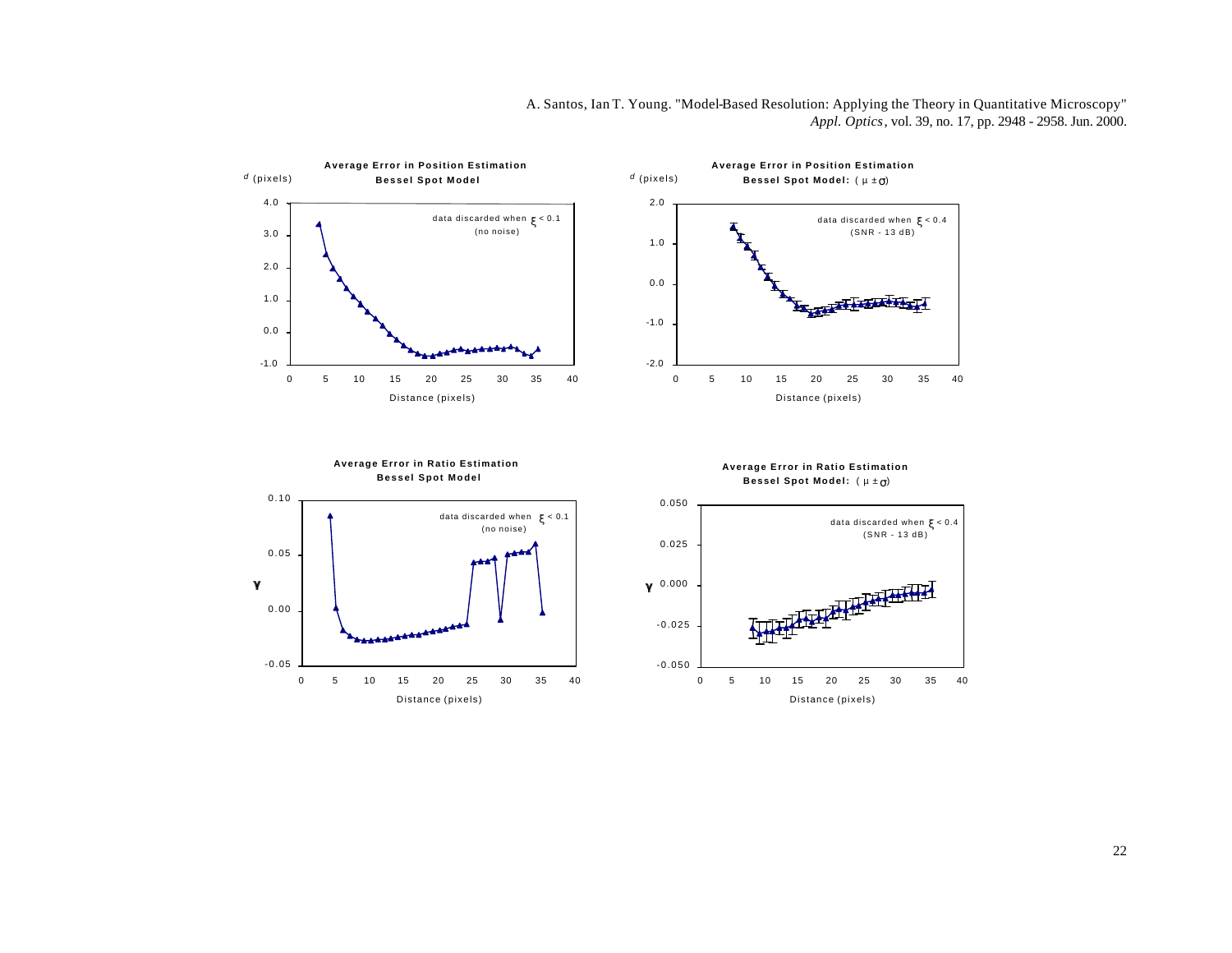**Average Error in Position Estimation**
**Bessel Spot Model**

$d$ (pixels)

data discarded when $\xi < 0.1$ (no noise)

Distance (pixels)

**Average Error in Position Estimation**
**Bessel Spot Model:** ( $\mu \pm \sigma$)

$d$ (pixels)

data discarded when $\xi < 0.4$ (SNR - 13 dB)

Distance (pixels)

**Average Error in Ratio Estimation**
**Bessel Spot Model**

$\gamma$

data discarded when $\xi < 0.1$ (no noise)

Distance (pixels)

**Average Error in Ratio Estimation**
**Bessel Spot Model:** ( $\mu \pm \sigma$)

$\gamma$

data discarded when $\xi < 0.4$ (SNR - 13 dB)

Distance (pixels)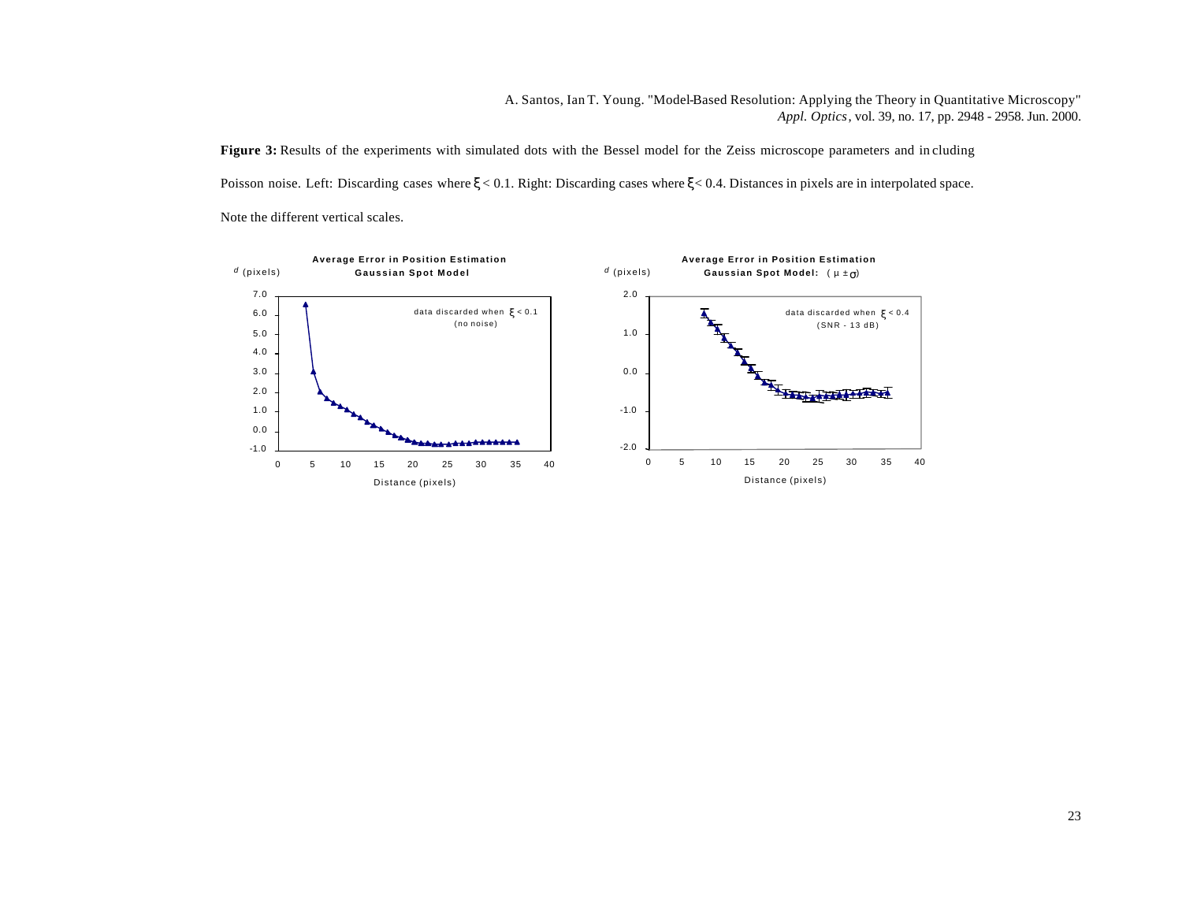**Figure 3:** Results of the experiments with simulated dots with the Bessel model for the Zeiss microscope parameters and including Poisson noise. Left: Discarding cases where $\xi < 0.1$. Right: Discarding cases where $\xi < 0.4$. Distances in pixels are in interpolated space. Note the different vertical scales.

**Average Error in Position Estimation**
**Gaussian Spot Model**

$d$ (pixels)

data discarded when $\xi < 0.1$ (no noise)

Distance (pixels)

**Average Error in Position Estimation**
**Gaussian Spot Model:** ($\mu \pm \sigma$)

$d$ (pixels)

data discarded when $\xi < 0.4$ (SNR - 13 dB)

Distance (pixels)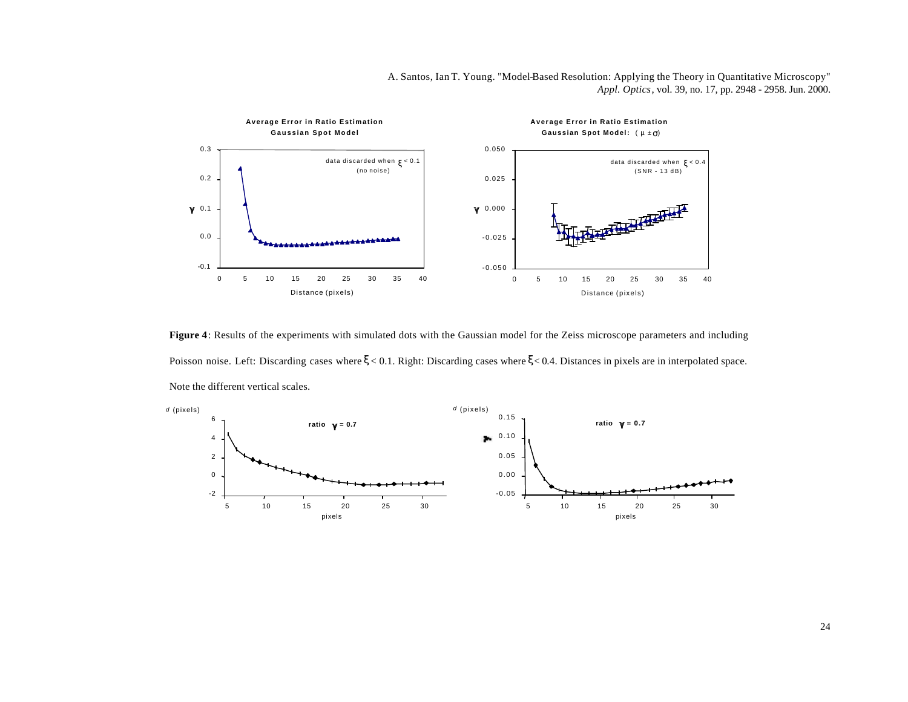A. Santos, Ian T. Young. "Model-Based Resolution: Applying the Theory in Quantitative Microscopy" *Appl. Optics*, vol. 39, no. 17, pp. 2948 - 2958. Jun. 2000.

**Figure 4**: Results of the experiments with simulated dots with the Gaussian model for the Zeiss microscope parameters and including Poisson noise. Left: Discarding cases where $\xi < 0.1$. Right: Discarding cases where $\xi < 0.4$. Distances in pixels are in interpolated space. Note the different vertical scales.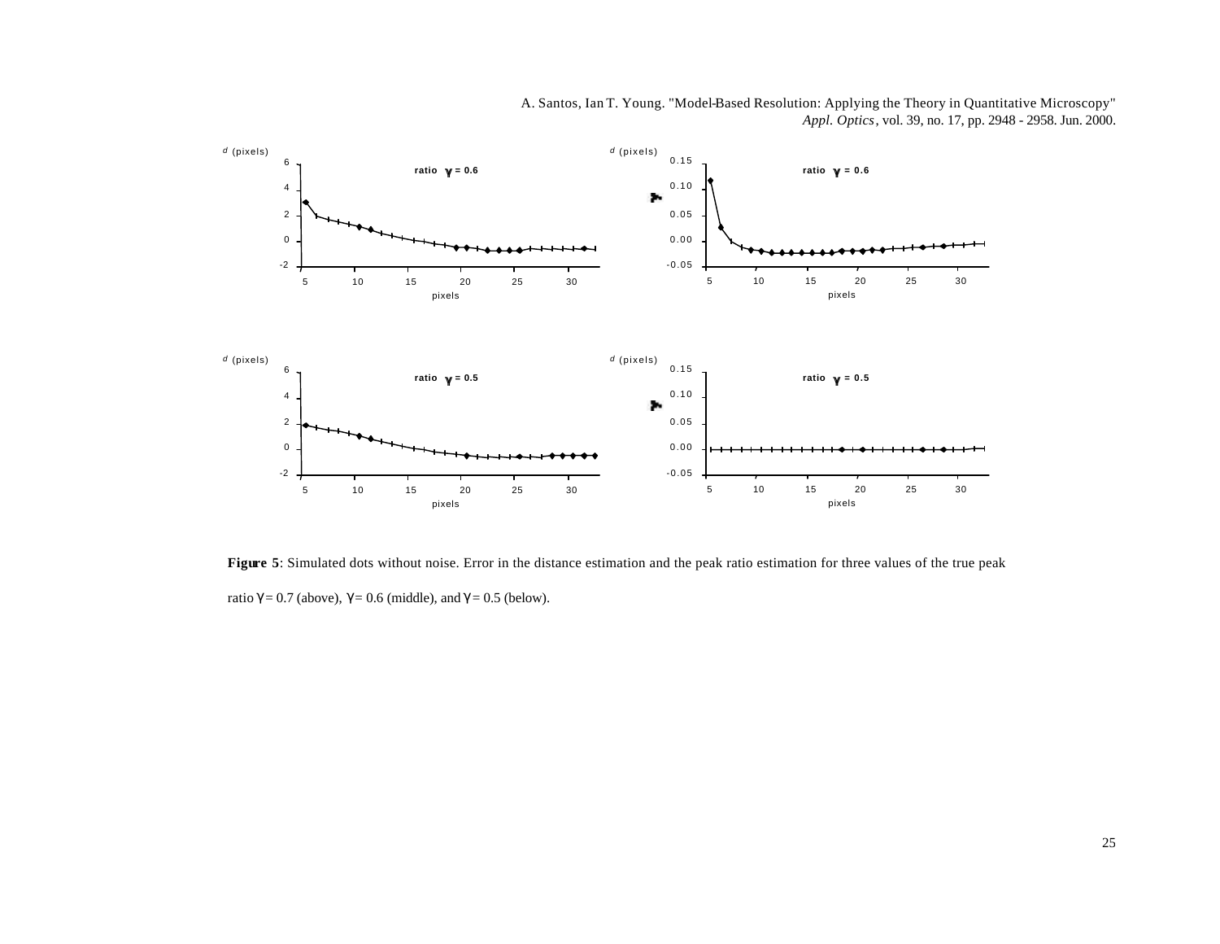A. Santos, Ian T. Young. "Model-Based Resolution: Applying the Theory in Quantitative Microscopy" *Appl. Optics*, vol. 39, no. 17, pp. 2948 - 2958. Jun. 2000.

d (pixels)

6

4

2

0

-2

5 10 15 20 25 30

pixels

ratio γ = 0.6

d (pixels)

0.15

0.10

0.05

0.00

-0.05

5 10 15 20 25 30

pixels

ratio γ = 0.6

d (pixels)

6

4

2

0

-2

5 10 15 20 25 30

pixels

ratio γ = 0.5

d (pixels)

0.15

0.10

0.05

0.00

-0.05

5 10 15 20 25 30

pixels

ratio γ = 0.5

**Figure 5**: Simulated dots without noise. Error in the distance estimation and the peak ratio estimation for three values of the true peak ratio $\gamma = 0.7$ (above), $\gamma = 0.6$ (middle), and $\gamma = 0.5$ (below).